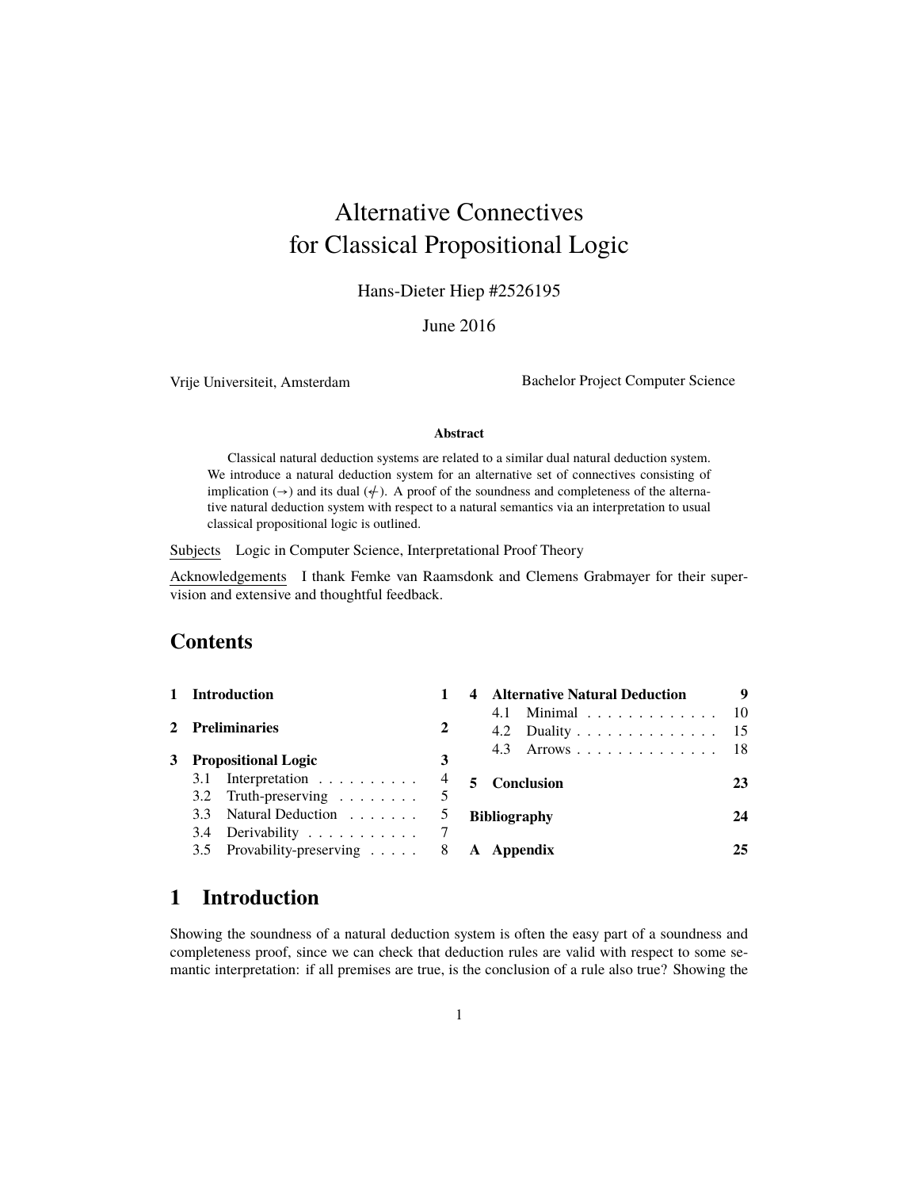# Alternative Connectives for Classical Propositional Logic

Hans-Dieter Hiep #2526195

June 2016

Vrije Universiteit, Amsterdam

Bachelor Project Computer Science

**Abstract**

Classical natural deduction systems are related to a similar dual natural deduction system. We introduce a natural deduction system for an alternative set of connectives consisting of implication ($\rightarrow$) and its dual ($\not\leftarrow$). A proof of the soundness and completeness of the alternative natural deduction system with respect to a natural semantics via an interpretation to usual classical propositional logic is outlined.

Subjects Logic in Computer Science, Interpretational Proof Theory

Acknowledgements I thank Femke van Raamsdonk and Clemens Grabmayer for their supervision and extensive and thoughtful feedback.

## Contents

- **1 Introduction** — 1
- **2 Preliminaries** — 2
- **3 Propositional Logic** — 3
  - 3.1 Interpretation — 4
  - 3.2 Truth-preserving — 5
  - 3.3 Natural Deduction — 5
  - 3.4 Derivability — 7
  - 3.5 Provability-preserving — 8
- **4 Alternative Natural Deduction** — 9
  - 4.1 Minimal — 10
  - 4.2 Duality — 15
  - 4.3 Arrows — 18
- **5 Conclusion** — 23
- **Bibliography** — 24
- **A Appendix** — 25

## 1 Introduction

Showing the soundness of a natural deduction system is often the easy part of a soundness and completeness proof, since we can check that deduction rules are valid with respect to some semantic interpretation: if all premises are true, is the conclusion of a rule also true? Showing the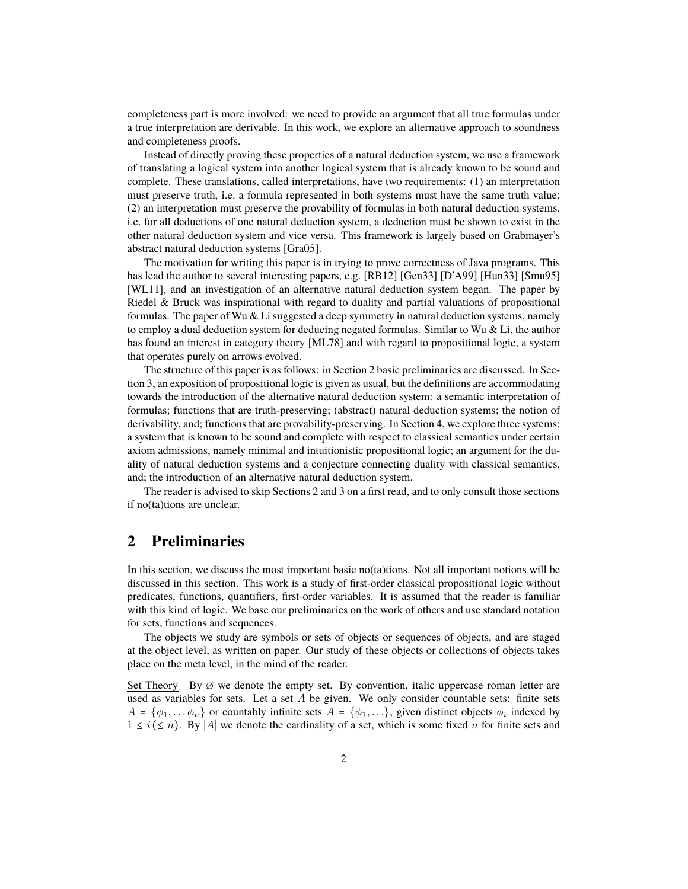completeness part is more involved: we need to provide an argument that all true formulas under a true interpretation are derivable. In this work, we explore an alternative approach to soundness and completeness proofs.

Instead of directly proving these properties of a natural deduction system, we use a framework of translating a logical system into another logical system that is already known to be sound and complete. These translations, called interpretations, have two requirements: (1) an interpretation must preserve truth, i.e. a formula represented in both systems must have the same truth value; (2) an interpretation must preserve the provability of formulas in both natural deduction systems, i.e. for all deductions of one natural deduction system, a deduction must be shown to exist in the other natural deduction system and vice versa. This framework is largely based on Grabmayer's abstract natural deduction systems [Gra05].

The motivation for writing this paper is in trying to prove correctness of Java programs. This has lead the author to several interesting papers, e.g. [RB12] [Gen33] [D'A99] [Hun33] [Smu95] [WL11], and an investigation of an alternative natural deduction system began. The paper by Riedel & Bruck was inspirational with regard to duality and partial valuations of propositional formulas. The paper of Wu & Li suggested a deep symmetry in natural deduction systems, namely to employ a dual deduction system for deducing negated formulas. Similar to Wu & Li, the author has found an interest in category theory [ML78] and with regard to propositional logic, a system that operates purely on arrows evolved.

The structure of this paper is as follows: in Section 2 basic preliminaries are discussed. In Section 3, an exposition of propositional logic is given as usual, but the definitions are accommodating towards the introduction of the alternative natural deduction system: a semantic interpretation of formulas; functions that are truth-preserving; (abstract) natural deduction systems; the notion of derivability, and; functions that are provability-preserving. In Section 4, we explore three systems: a system that is known to be sound and complete with respect to classical semantics under certain axiom admissions, namely minimal and intuitionistic propositional logic; an argument for the duality of natural deduction systems and a conjecture connecting duality with classical semantics, and; the introduction of an alternative natural deduction system.

The reader is advised to skip Sections 2 and 3 on a first read, and to only consult those sections if no(ta)tions are unclear.

## 2 Preliminaries

In this section, we discuss the most important basic no(ta)tions. Not all important notions will be discussed in this section. This work is a study of first-order classical propositional logic without predicates, functions, quantifiers, first-order variables. It is assumed that the reader is familiar with this kind of logic. We base our preliminaries on the work of others and use standard notation for sets, functions and sequences.

The objects we study are symbols or sets of objects or sequences of objects, and are staged at the object level, as written on paper. Our study of these objects or collections of objects takes place on the meta level, in the mind of the reader.

Set Theory By $\varnothing$ we denote the empty set. By convention, italic uppercase roman letter are used as variables for sets. Let a set $A$ be given. We only consider countable sets: finite sets $A = \{\phi_1, \ldots \phi_n\}$ or countably infinite sets $A = \{\phi_1, \ldots\}$, given distinct objects $\phi_i$ indexed by $1 \leq i (\leq n)$. By $|A|$ we denote the cardinality of a set, which is some fixed $n$ for finite sets and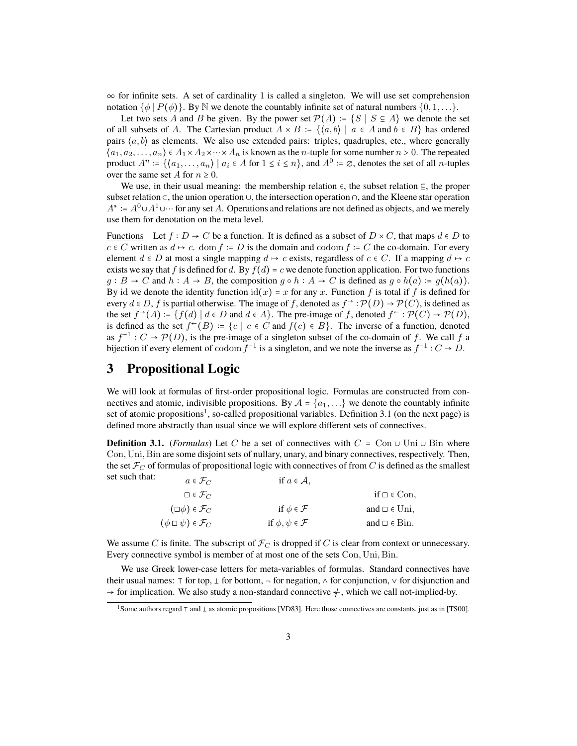$\infty$ for infinite sets. A set of cardinality 1 is called a singleton. We will use set comprehension notation $\{\phi \mid P(\phi)\}$. By $\mathbb{N}$ we denote the countably infinite set of natural numbers $\{0, 1, \ldots\}$.

Let two sets $A$ and $B$ be given. By the power set $\mathcal{P}(A) := \{S \mid S \subseteq A\}$ we denote the set of all subsets of $A$. The Cartesian product $A \times B := \{\langle a, b\rangle \mid a \in A \text{ and } b \in B\}$ has ordered pairs $\langle a, b\rangle$ as elements. We also use extended pairs: triples, quadruples, etc., where generally $\langle a_1, a_2, \ldots, a_n\rangle \in A_1 \times A_2 \times \cdots \times A_n$ is known as the $n$-tuple for some number $n > 0$. The repeated product $A^n := \{\langle a_1, \ldots, a_n\rangle \mid a_i \in A \text{ for } 1 \leq i \leq n\}$, and $A^0 := \varnothing$, denotes the set of all $n$-tuples over the same set $A$ for $n \geq 0$.

We use, in their usual meaning: the membership relation $\in$, the subset relation $\subseteq$, the proper subset relation $\subset$, the union operation $\cup$, the intersection operation $\cap$, and the Kleene star operation $A^* := A^0 \cup A^1 \cup \cdots$ for any set $A$. Operations and relations are not defined as objects, and we merely use them for denotation on the meta level.

Functions  Let $f : D \to C$ be a function. It is defined as a subset of $D \times C$, that maps $d \in D$ to $c \in C$ written as $d \mapsto c$. $\operatorname{dom} f := D$ is the domain and $\operatorname{codom} f := C$ the co-domain. For every element $d \in D$ at most a single mapping $d \mapsto c$ exists, regardless of $c \in C$. If a mapping $d \mapsto c$ exists we say that $f$ is defined for $d$. By $f(d) = c$ we denote function application. For two functions $g : B \to C$ and $h : A \to B$, the composition $g \circ h : A \to C$ is defined as $g \circ h(a) := g(h(a))$. By $\operatorname{id}$ we denote the identity function $\operatorname{id}(x) = x$ for any $x$. Function $f$ is total if $f$ is defined for every $d \in D$, $f$ is partial otherwise. The image of $f$, denoted as $f^{\to} : \mathcal{P}(D) \to \mathcal{P}(C)$, is defined as the set $f^{\to}(A) := \{f(d) \mid d \in D \text{ and } d \in A\}$. The pre-image of $f$, denoted $f^{\leftarrow} : \mathcal{P}(C) \to \mathcal{P}(D)$, is defined as the set $f^{\leftarrow}(B) := \{c \mid c \in C \text{ and } f(c) \in B\}$. The inverse of a function, denoted as $f^{-1} : C \to \mathcal{P}(D)$, is the pre-image of a singleton subset of the co-domain of $f$. We call $f$ a bijection if every element of $\operatorname{codom} f^{-1}$ is a singleton, and we note the inverse as $f^{-1} : C \to D$.

# 3 Propositional Logic

We will look at formulas of first-order propositional logic. Formulas are constructed from connectives and atomic, indivisible propositions. By $\mathcal{A} = \{a_1, \ldots\}$ we denote the countably infinite set of atomic propositions[1], so-called propositional variables. Definition 3.1 (on the next page) is defined more abstractly than usual since we will explore different sets of connectives.

**Definition 3.1.** (*Formulas*) Let $C$ be a set of connectives with $C = \mathrm{Con} \cup \mathrm{Uni} \cup \mathrm{Bin}$ where $\mathrm{Con}, \mathrm{Uni}, \mathrm{Bin}$ are some disjoint sets of nullary, unary, and binary connectives, respectively. Then, the set $\mathcal{F}_C$ of formulas of propositional logic with connectives of from $C$ is defined as the smallest set such that:

$$
\begin{array}{lll}
a \in \mathcal{F}_C & \text{if } a \in \mathcal{A}, & \\
\Box \in \mathcal{F}_C & & \text{if } \Box \in \mathrm{Con}, \\
(\Box\phi) \in \mathcal{F}_C & \text{if } \phi \in \mathcal{F} & \text{and } \Box \in \mathrm{Uni}, \\
(\phi \,\Box\, \psi) \in \mathcal{F}_C & \text{if } \phi, \psi \in \mathcal{F} & \text{and } \Box \in \mathrm{Bin}.
\end{array}
$$

We assume $C$ is finite. The subscript of $\mathcal{F}_C$ is dropped if $C$ is clear from context or unnecessary. Every connective symbol is member of at most one of the sets $\mathrm{Con}, \mathrm{Uni}, \mathrm{Bin}$.

We use Greek lower-case letters for meta-variables of formulas. Standard connectives have their usual names: $\top$ for top, $\bot$ for bottom, $\neg$ for negation, $\wedge$ for conjunction, $\vee$ for disjunction and $\to$ for implication. We also study a non-standard connective $\not\leftarrow$, which we call not-implied-by.

[1] Some authors regard $\top$ and $\bot$ as atomic propositions [VD83]. Here those connectives are constants, just as in [TS00].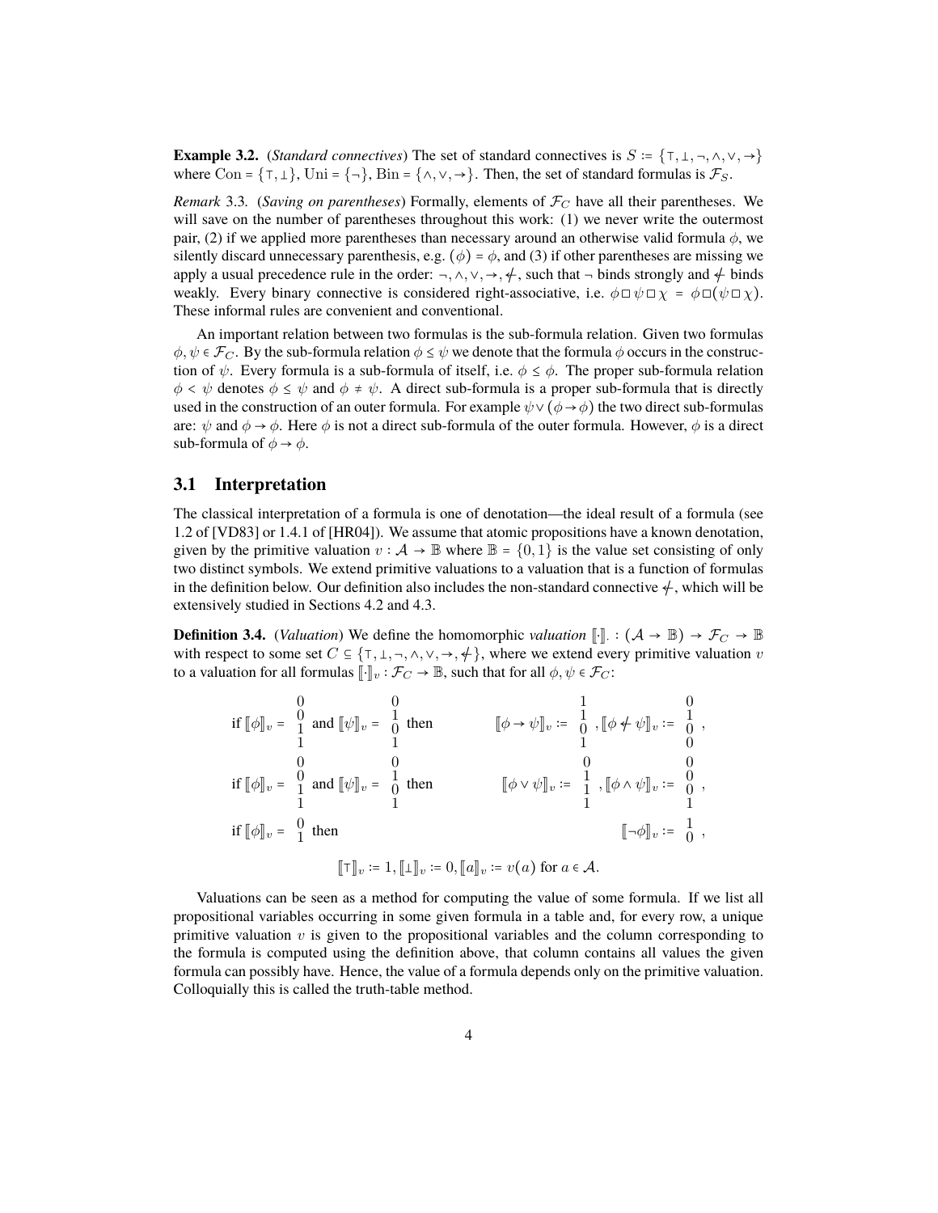**Example 3.2.** (*Standard connectives*) The set of standard connectives is $S := \{\top, \bot, \neg, \wedge, \vee, \rightarrow\}$ where $\mathrm{Con} = \{\top, \bot\}$, $\mathrm{Uni} = \{\neg\}$, $\mathrm{Bin} = \{\wedge, \vee, \rightarrow\}$. Then, the set of standard formulas is $\mathcal{F}_S$.

*Remark* 3.3. (*Saving on parentheses*) Formally, elements of $\mathcal{F}_C$ have all their parentheses. We will save on the number of parentheses throughout this work: (1) we never write the outermost pair, (2) if we applied more parentheses than necessary around an otherwise valid formula $\phi$, we silently discard unnecessary parenthesis, e.g. $(\phi) = \phi$, and (3) if other parentheses are missing we apply a usual precedence rule in the order: $\neg, \wedge, \vee, \rightarrow, \not\leftarrow$, such that $\neg$ binds strongly and $\not\leftarrow$ binds weakly. Every binary connective is considered right-associative, i.e. $\phi \,\square\, \psi \,\square\, \chi = \phi \,\square (\psi \,\square\, \chi)$. These informal rules are convenient and conventional.

An important relation between two formulas is the sub-formula relation. Given two formulas $\phi, \psi \in \mathcal{F}_C$. By the sub-formula relation $\phi \leq \psi$ we denote that the formula $\phi$ occurs in the construction of $\psi$. Every formula is a sub-formula of itself, i.e. $\phi \leq \phi$. The proper sub-formula relation $\phi < \psi$ denotes $\phi \leq \psi$ and $\phi \neq \psi$. A direct sub-formula is a proper sub-formula that is directly used in the construction of an outer formula. For example $\psi \vee (\phi \rightarrow \phi)$ the two direct sub-formulas are: $\psi$ and $\phi \rightarrow \phi$. Here $\phi$ is not a direct sub-formula of the outer formula. However, $\phi$ is a direct sub-formula of $\phi \rightarrow \phi$.

## 3.1 Interpretation

The classical interpretation of a formula is one of denotation—the ideal result of a formula (see 1.2 of [VD83] or 1.4.1 of [HR04]). We assume that atomic propositions have a known denotation, given by the primitive valuation $v : \mathcal{A} \rightarrow \mathbb{B}$ where $\mathbb{B} = \{0, 1\}$ is the value set consisting of only two distinct symbols. We extend primitive valuations to a valuation that is a function of formulas in the definition below. Our definition also includes the non-standard connective $\not\leftarrow$, which will be extensively studied in Sections 4.2 and 4.3.

**Definition 3.4.** (*Valuation*) We define the homomorphic *valuation* $[\![\cdot]\!]_\cdot : (\mathcal{A} \rightarrow \mathbb{B}) \rightarrow \mathcal{F}_C \rightarrow \mathbb{B}$ with respect to some set $C \subseteq \{\top, \bot, \neg, \wedge, \vee, \rightarrow, \not\leftarrow\}$, where we extend every primitive valuation $v$ to a valuation for all formulas $[\![\cdot]\!]_v : \mathcal{F}_C \rightarrow \mathbb{B}$, such that for all $\phi, \psi \in \mathcal{F}_C$:

$$\text{if } [\![\phi]\!]_v = \begin{matrix}0\\0\\1\\1\end{matrix} \text{ and } [\![\psi]\!]_v = \begin{matrix}0\\1\\0\\1\end{matrix} \text{ then } \qquad [\![\phi \rightarrow \psi]\!]_v := \begin{matrix}1\\1\\0\\1\end{matrix}, [\![\phi \not\leftarrow \psi]\!]_v := \begin{matrix}0\\1\\0\\0\end{matrix},$$

$$\text{if } [\![\phi]\!]_v = \begin{matrix}0\\0\\1\\1\end{matrix} \text{ and } [\![\psi]\!]_v = \begin{matrix}0\\1\\0\\1\end{matrix} \text{ then } \qquad [\![\phi \vee \psi]\!]_v := \begin{matrix}0\\1\\1\\1\end{matrix}, [\![\phi \wedge \psi]\!]_v := \begin{matrix}0\\0\\0\\1\end{matrix},$$

$$\text{if } [\![\phi]\!]_v = \begin{matrix}0\\1\end{matrix} \text{ then } \qquad [\![\neg\phi]\!]_v := \begin{matrix}1\\0\end{matrix},$$

$$[\![\top]\!]_v := 1, [\![\bot]\!]_v := 0, [\![a]\!]_v := v(a) \text{ for } a \in \mathcal{A}.$$

Valuations can be seen as a method for computing the value of some formula. If we list all propositional variables occurring in some given formula in a table and, for every row, a unique primitive valuation $v$ is given to the propositional variables and the column corresponding to the formula is computed using the definition above, that column contains all values the given formula can possibly have. Hence, the value of a formula depends only on the primitive valuation. Colloquially this is called the truth-table method.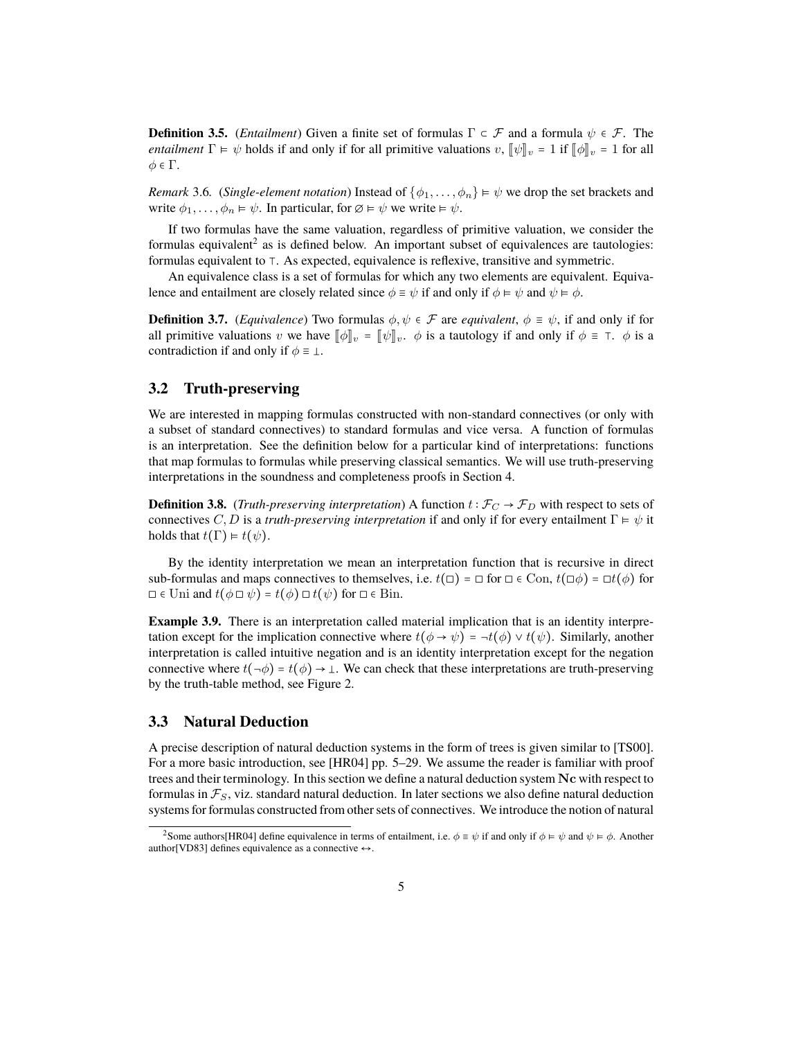**Definition 3.5.** (*Entailment*) Given a finite set of formulas $\Gamma \subset \mathcal{F}$ and a formula $\psi \in \mathcal{F}$. The *entailment* $\Gamma \vDash \psi$ holds if and only if for all primitive valuations $v$, $[\![\psi]\!]_v = 1$ if $[\![\phi]\!]_v = 1$ for all $\phi \in \Gamma$.

*Remark* 3.6. (*Single-element notation*) Instead of $\{\phi_1, \dots, \phi_n\} \vDash \psi$ we drop the set brackets and write $\phi_1, \dots, \phi_n \vDash \psi$. In particular, for $\varnothing \vDash \psi$ we write $\vDash \psi$.

If two formulas have the same valuation, regardless of primitive valuation, we consider the formulas equivalent[2] as is defined below. An important subset of equivalences are tautologies: formulas equivalent to $\top$. As expected, equivalence is reflexive, transitive and symmetric.

An equivalence class is a set of formulas for which any two elements are equivalent. Equivalence and entailment are closely related since $\phi \equiv \psi$ if and only if $\phi \vDash \psi$ and $\psi \vDash \phi$.

**Definition 3.7.** (*Equivalence*) Two formulas $\phi, \psi \in \mathcal{F}$ are *equivalent*, $\phi \equiv \psi$, if and only if for all primitive valuations $v$ we have $[\![\phi]\!]_v = [\![\psi]\!]_v$. $\phi$ is a tautology if and only if $\phi \equiv \top$. $\phi$ is a contradiction if and only if $\phi \equiv \bot$.

## 3.2 Truth-preserving

We are interested in mapping formulas constructed with non-standard connectives (or only with a subset of standard connectives) to standard formulas and vice versa. A function of formulas is an interpretation. See the definition below for a particular kind of interpretations: functions that map formulas to formulas while preserving classical semantics. We will use truth-preserving interpretations in the soundness and completeness proofs in Section 4.

**Definition 3.8.** (*Truth-preserving interpretation*) A function $t : \mathcal{F}_C \to \mathcal{F}_D$ with respect to sets of connectives $C, D$ is a *truth-preserving interpretation* if and only if for every entailment $\Gamma \vDash \psi$ it holds that $t(\Gamma) \vDash t(\psi)$.

By the identity interpretation we mean an interpretation function that is recursive in direct sub-formulas and maps connectives to themselves, i.e. $t(\Box) = \Box$ for $\Box \in \mathrm{Con}$, $t(\Box\phi) = \Box t(\phi)$ for $\Box \in \mathrm{Uni}$ and $t(\phi \Box \psi) = t(\phi) \Box t(\psi)$ for $\Box \in \mathrm{Bin}$.

**Example 3.9.** There is an interpretation called material implication that is an identity interpretation except for the implication connective where $t(\phi \to \psi) = \neg t(\phi) \vee t(\psi)$. Similarly, another interpretation is called intuitive negation and is an identity interpretation except for the negation connective where $t(\neg\phi) = t(\phi) \to \bot$. We can check that these interpretations are truth-preserving by the truth-table method, see Figure 2.

## 3.3 Natural Deduction

A precise description of natural deduction systems in the form of trees is given similar to [TS00]. For a more basic introduction, see [HR04] pp. 5–29. We assume the reader is familiar with proof trees and their terminology. In this section we define a natural deduction system $\mathbf{Nc}$ with respect to formulas in $\mathcal{F}_S$, viz. standard natural deduction. In later sections we also define natural deduction systems for formulas constructed from other sets of connectives. We introduce the notion of natural

[2] Some authors[HR04] define equivalence in terms of entailment, i.e. $\phi \equiv \psi$ if and only if $\phi \vDash \psi$ and $\psi \vDash \phi$. Another author[VD83] defines equivalence as a connective $\leftrightarrow$.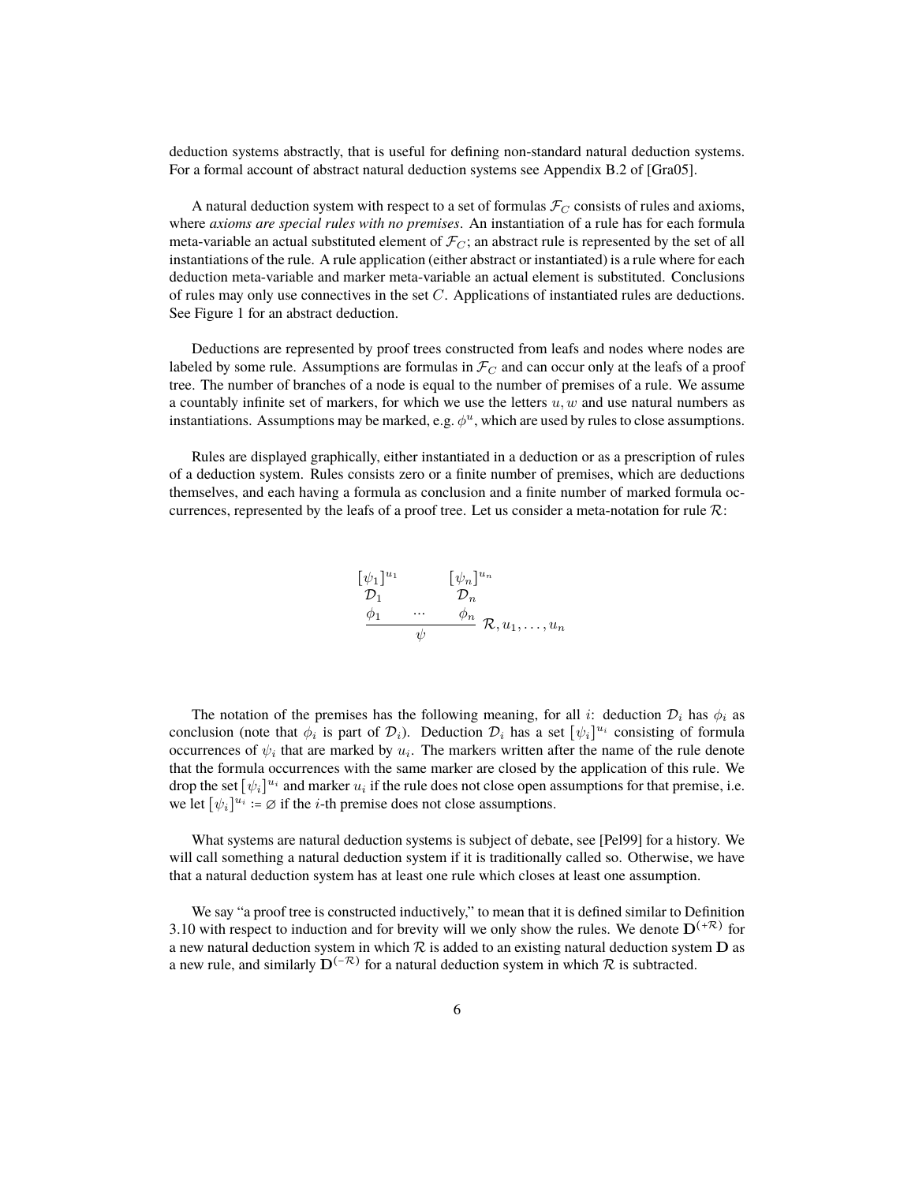deduction systems abstractly, that is useful for defining non-standard natural deduction systems. For a formal account of abstract natural deduction systems see Appendix B.2 of [Gra05].

A natural deduction system with respect to a set of formulas $\mathcal{F}_C$ consists of rules and axioms, where *axioms are special rules with no premises*. An instantiation of a rule has for each formula meta-variable an actual substituted element of $\mathcal{F}_C$; an abstract rule is represented by the set of all instantiations of the rule. A rule application (either abstract or instantiated) is a rule where for each deduction meta-variable and marker meta-variable an actual element is substituted. Conclusions of rules may only use connectives in the set $C$. Applications of instantiated rules are deductions. See Figure 1 for an abstract deduction.

Deductions are represented by proof trees constructed from leafs and nodes where nodes are labeled by some rule. Assumptions are formulas in $\mathcal{F}_C$ and can occur only at the leafs of a proof tree. The number of branches of a node is equal to the number of premises of a rule. We assume a countably infinite set of markers, for which we use the letters $u, w$ and use natural numbers as instantiations. Assumptions may be marked, e.g. $\phi^u$, which are used by rules to close assumptions.

Rules are displayed graphically, either instantiated in a deduction or as a prescription of rules of a deduction system. Rules consists zero or a finite number of premises, which are deductions themselves, and each having a formula as conclusion and a finite number of marked formula occurrences, represented by the leafs of a proof tree. Let us consider a meta-notation for rule $\mathcal{R}$:

$$
\dfrac{\begin{array}{c}[\psi_1]^{u_1}\\ \mathcal{D}_1\\ \phi_1\end{array} \quad \cdots \quad \begin{array}{c}[\psi_n]^{u_n}\\ \mathcal{D}_n\\ \phi_n\end{array}}{\psi}\ \mathcal{R}, u_1, \ldots, u_n
$$

The notation of the premises has the following meaning, for all $i$: deduction $\mathcal{D}_i$ has $\phi_i$ as conclusion (note that $\phi_i$ is part of $\mathcal{D}_i$). Deduction $\mathcal{D}_i$ has a set $[\psi_i]^{u_i}$ consisting of formula occurrences of $\psi_i$ that are marked by $u_i$. The markers written after the name of the rule denote that the formula occurrences with the same marker are closed by the application of this rule. We drop the set $[\psi_i]^{u_i}$ and marker $u_i$ if the rule does not close open assumptions for that premise, i.e. we let $[\psi_i]^{u_i} := \varnothing$ if the $i$-th premise does not close assumptions.

What systems are natural deduction systems is subject of debate, see [Pel99] for a history. We will call something a natural deduction system if it is traditionally called so. Otherwise, we have that a natural deduction system has at least one rule which closes at least one assumption.

We say "a proof tree is constructed inductively," to mean that it is defined similar to Definition 3.10 with respect to induction and for brevity will we only show the rules. We denote $\mathbf{D}^{(+\mathcal{R})}$ for a new natural deduction system in which $\mathcal{R}$ is added to an existing natural deduction system $\mathbf{D}$ as a new rule, and similarly $\mathbf{D}^{(-\mathcal{R})}$ for a natural deduction system in which $\mathcal{R}$ is subtracted.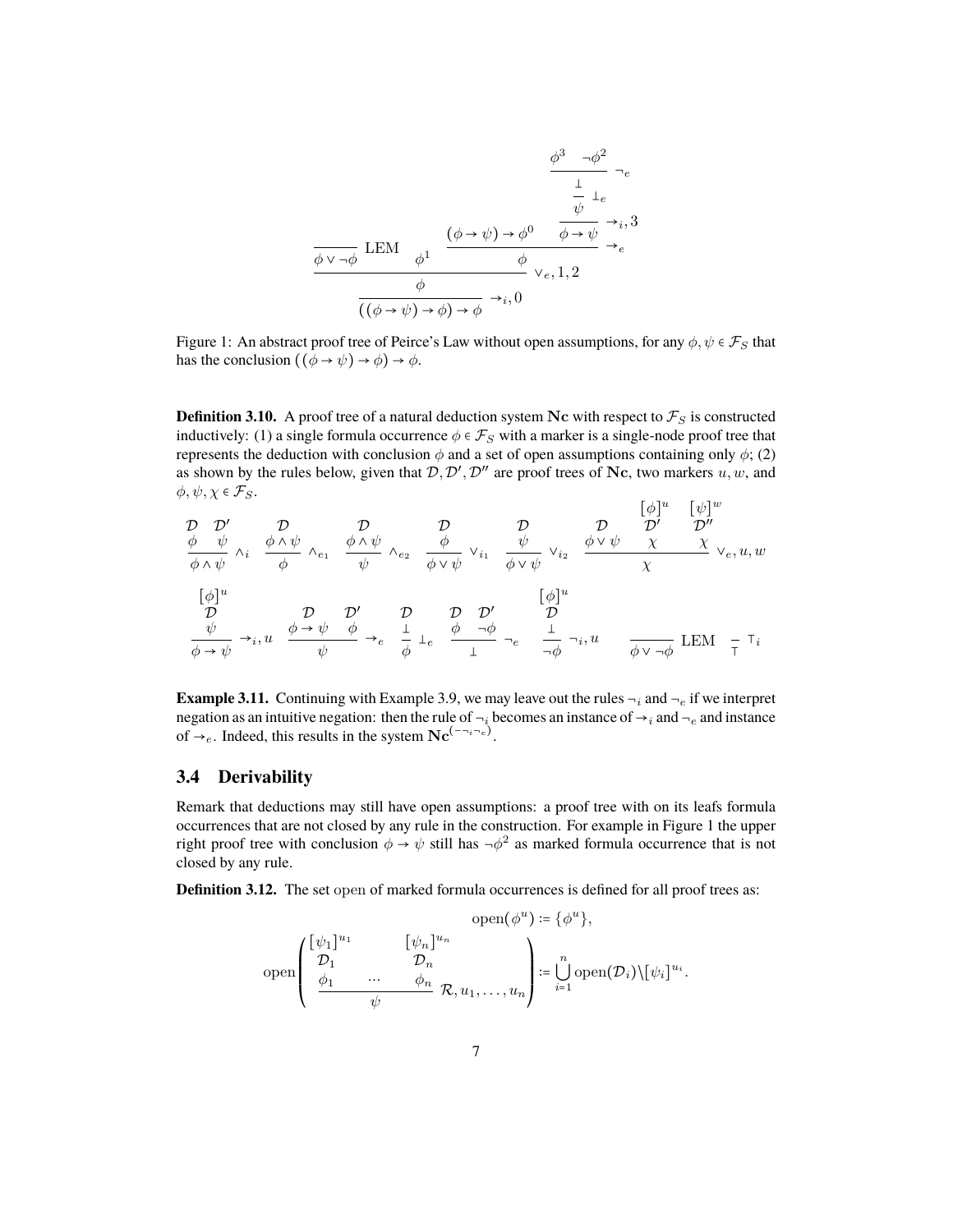$$
\dfrac{\dfrac{}{\phi \vee \neg\phi}\ \text{LEM} \qquad \phi^1 \qquad \dfrac{(\phi \to \psi) \to \phi^0 \qquad \dfrac{\dfrac{\dfrac{\phi^3 \quad \neg\phi^2}{\bot}\ \neg_e}{\psi}\ \bot_e}{\phi \to \psi}\ \to_i, 3}{\phi}\ \to_e}{\dfrac{\phi}{((\phi \to \psi) \to \phi) \to \phi}\ \to_i, 0}\ \vee_e, 1, 2
$$

Figure 1: An abstract proof tree of Peirce's Law without open assumptions, for any $\phi, \psi \in \mathcal{F}_S$ that has the conclusion $((\phi \to \psi) \to \phi) \to \phi$.

**Definition 3.10.** A proof tree of a natural deduction system $\mathbf{Nc}$ with respect to $\mathcal{F}_S$ is constructed inductively: (1) a single formula occurrence $\phi \in \mathcal{F}_S$ with a marker is a single-node proof tree that represents the deduction with conclusion $\phi$ and a set of open assumptions containing only $\phi$; (2) as shown by the rules below, given that $\mathcal{D}, \mathcal{D}', \mathcal{D}''$ are proof trees of $\mathbf{Nc}$, two markers $u, w$, and $\phi, \psi, \chi \in \mathcal{F}_S$.

$$
\dfrac{\begin{matrix}\mathcal{D} \\ \phi\end{matrix} \quad \begin{matrix}\mathcal{D}' \\ \psi\end{matrix}}{\phi \wedge \psi}\ \wedge_i \qquad
\dfrac{\begin{matrix}\mathcal{D} \\ \phi \wedge \psi\end{matrix}}{\phi}\ \wedge_{e_1} \qquad
\dfrac{\begin{matrix}\mathcal{D} \\ \phi \wedge \psi\end{matrix}}{\psi}\ \wedge_{e_2} \qquad
\dfrac{\begin{matrix}\mathcal{D} \\ \phi\end{matrix}}{\phi \vee \psi}\ \vee_{i_1} \qquad
\dfrac{\begin{matrix}\mathcal{D} \\ \psi\end{matrix}}{\phi \vee \psi}\ \vee_{i_2} \qquad
\dfrac{\begin{matrix}\mathcal{D} \\ \phi \vee \psi\end{matrix} \quad \begin{matrix}[\phi]^u \\ \mathcal{D}' \\ \chi\end{matrix} \quad \begin{matrix}[\psi]^w \\ \mathcal{D}'' \\ \chi\end{matrix}}{\chi}\ \vee_e, u, w
$$

$$
\dfrac{\begin{matrix}[\phi]^u \\ \mathcal{D} \\ \psi\end{matrix}}{\phi \to \psi}\ \to_i, u \qquad
\dfrac{\begin{matrix}\mathcal{D} \\ \phi \to \psi\end{matrix} \quad \begin{matrix}\mathcal{D}' \\ \phi\end{matrix}}{\psi}\ \to_e \qquad
\dfrac{\begin{matrix}\mathcal{D} \\ \bot\end{matrix}}{\phi}\ \bot_e \qquad
\dfrac{\begin{matrix}\mathcal{D} \\ \phi\end{matrix} \quad \begin{matrix}\mathcal{D}' \\ \neg\phi\end{matrix}}{\bot}\ \neg_e \qquad
\dfrac{\begin{matrix}[\phi]^u \\ \mathcal{D} \\ \bot\end{matrix}}{\neg\phi}\ \neg_i, u \qquad
\dfrac{}{\phi \vee \neg\phi}\ \text{LEM} \qquad
\dfrac{}{\top}\ \top_i
$$

**Example 3.11.** Continuing with Example 3.9, we may leave out the rules $\neg_i$ and $\neg_e$ if we interpret negation as an intuitive negation: then the rule of $\neg_i$ becomes an instance of $\to_i$ and $\neg_e$ and instance of $\to_e$. Indeed, this results in the system $\mathbf{Nc}^{(-\neg_i \neg_e)}$.

## 3.4 Derivability

Remark that deductions may still have open assumptions: a proof tree with on its leafs formula occurrences that are not closed by any rule in the construction. For example in Figure 1 the upper right proof tree with conclusion $\phi \to \psi$ still has $\neg\phi^2$ as marked formula occurrence that is not closed by any rule.

**Definition 3.12.** The set open of marked formula occurrences is defined for all proof trees as:

$$
\text{open}(\phi^u) \coloneqq \{\phi^u\},
$$

$$
\text{open}\left( \dfrac{\begin{matrix}[\psi_1]^{u_1} \\ \mathcal{D}_1 \\ \phi_1\end{matrix} \quad \cdots \quad \begin{matrix}[\psi_n]^{u_n} \\ \mathcal{D}_n \\ \phi_n\end{matrix}}{\psi}\ \mathcal{R}, u_1, \ldots, u_n \right) \coloneqq \bigcup_{i=1}^{n} \text{open}(\mathcal{D}_i) \backslash [\psi_i]^{u_i}.
$$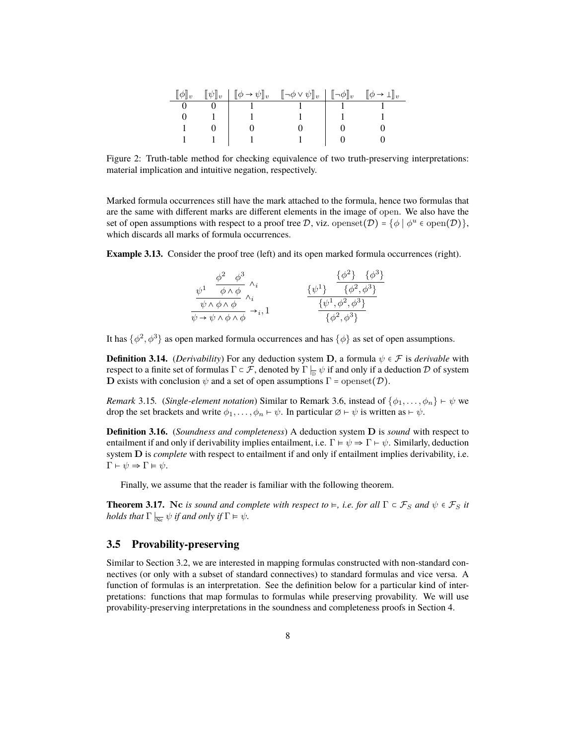| $\llbracket\phi\rrbracket_v$ | $\llbracket\psi\rrbracket_v$ | $\llbracket\phi \to \psi\rrbracket_v$ | $\llbracket\neg\phi \lor \psi\rrbracket_v$ | $\llbracket\neg\phi\rrbracket_v$ | $\llbracket\phi \to \bot\rrbracket_v$ |
|---|---|---|---|---|---|
| 0 | 0 | 1 | 1 | 1 | 1 |
| 0 | 1 | 1 | 1 | 1 | 1 |
| 1 | 0 | 0 | 0 | 0 | 0 |
| 1 | 1 | 1 | 1 | 0 | 0 |

Figure 2: Truth-table method for checking equivalence of two truth-preserving interpretations: material implication and intuitive negation, respectively.

Marked formula occurrences still have the mark attached to the formula, hence two formulas that are the same with different marks are different elements in the image of open. We also have the set of open assumptions with respect to a proof tree $\mathcal{D}$, viz. $\mathrm{openset}(\mathcal{D}) = \{\phi \mid \phi^u \in \mathrm{open}(\mathcal{D})\}$, which discards all marks of formula occurrences.

**Example 3.13.** Consider the proof tree (left) and its open marked formula occurrences (right).

$$\dfrac{\dfrac{\psi^1 \quad \dfrac{\phi^2 \quad \phi^3}{\phi \land \phi}\land_i}{\psi \land \phi \land \phi}\land_i}{\psi \to \psi \land \phi \land \phi}\to_i, 1 \qquad\qquad \dfrac{\dfrac{\{\psi^1\} \quad \dfrac{\{\phi^2\} \quad \{\phi^3\}}{\{\phi^2, \phi^3\}}}{\{\psi^1, \phi^2, \phi^3\}}}{\{\phi^2, \phi^3\}}$$

It has $\{\phi^2, \phi^3\}$ as open marked formula occurrences and has $\{\phi\}$ as set of open assumptions.

**Definition 3.14.** (*Derivability*) For any deduction system $\mathbf{D}$, a formula $\psi \in \mathcal{F}$ is *derivable* with respect to a finite set of formulas $\Gamma \subset \mathcal{F}$, denoted by $\Gamma \vdash_{\mathbf{D}} \psi$ if and only if a deduction $\mathcal{D}$ of system $\mathbf{D}$ exists with conclusion $\psi$ and a set of open assumptions $\Gamma = \mathrm{openset}(\mathcal{D})$.

*Remark* 3.15. (*Single-element notation*) Similar to Remark 3.6, instead of $\{\phi_1, \ldots, \phi_n\} \vdash \psi$ we drop the set brackets and write $\phi_1, \ldots, \phi_n \vdash \psi$. In particular $\varnothing \vdash \psi$ is written as $\vdash \psi$.

**Definition 3.16.** (*Soundness and completeness*) A deduction system $\mathbf{D}$ is *sound* with respect to entailment if and only if derivability implies entailment, i.e. $\Gamma \vDash \psi \Rightarrow \Gamma \vdash \psi$. Similarly, deduction system $\mathbf{D}$ is *complete* with respect to entailment if and only if entailment implies derivability, i.e. $\Gamma \vdash \psi \Rightarrow \Gamma \vDash \psi$.

Finally, we assume that the reader is familiar with the following theorem.

**Theorem 3.17.** $\mathbf{Nc}$ *is sound and complete with respect to* $\vDash$*, i.e. for all* $\Gamma \subset \mathcal{F}_S$ *and* $\psi \in \mathcal{F}_S$ *it holds that* $\Gamma \vdash_{\mathbf{Nc}} \psi$ *if and only if* $\Gamma \vDash \psi$.

## 3.5 Provability-preserving

Similar to Section 3.2, we are interested in mapping formulas constructed with non-standard connectives (or only with a subset of standard connectives) to standard formulas and vice versa. A function of formulas is an interpretation. See the definition below for a particular kind of interpretations: functions that map formulas to formulas while preserving provability. We will use provability-preserving interpretations in the soundness and completeness proofs in Section 4.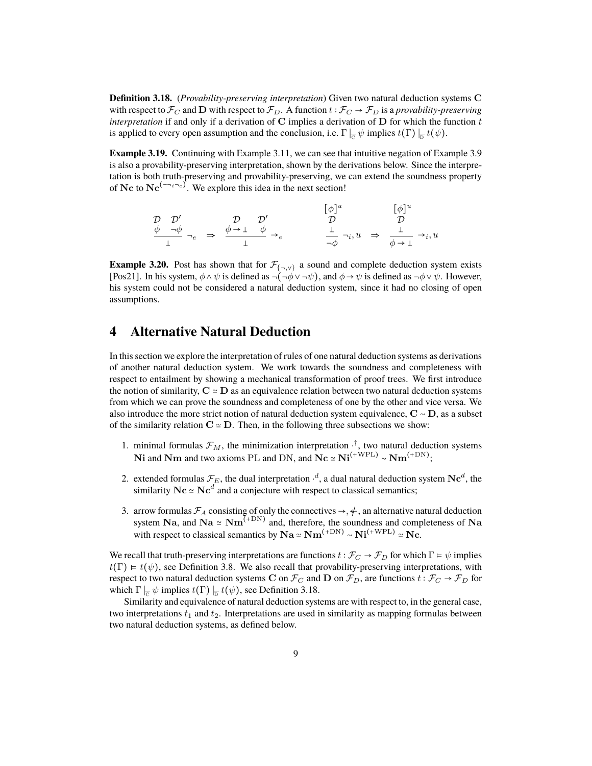**Definition 3.18.** (*Provability-preserving interpretation*) Given two natural deduction systems $\mathbf{C}$ with respect to $\mathcal{F}_C$ and $\mathbf{D}$ with respect to $\mathcal{F}_D$. A function $t : \mathcal{F}_C \to \mathcal{F}_D$ is a *provability-preserving interpretation* if and only if a derivation of $\mathbf{C}$ implies a derivation of $\mathbf{D}$ for which the function $t$ is applied to every open assumption and the conclusion, i.e. $\Gamma \vdash_{\mathbf{C}} \psi$ implies $t(\Gamma) \vdash_{\mathbf{D}} t(\psi)$.

**Example 3.19.** Continuing with Example 3.11, we can see that intuitive negation of Example 3.9 is also a provability-preserving interpretation, shown by the derivations below. Since the interpretation is both truth-preserving and provability-preserving, we can extend the soundness property of $\mathbf{Nc}$ to $\mathbf{Nc}^{(-\neg_i\neg_e)}$. We explore this idea in the next section!

$$\dfrac{\begin{matrix}\mathcal{D} & \mathcal{D}' \\ \phi & \neg\phi\end{matrix}}{\bot}\,\neg_e \quad\Rightarrow\quad \dfrac{\begin{matrix}\mathcal{D} & \mathcal{D}' \\ \phi\to\bot & \phi\end{matrix}}{\bot}\,\to_e \qquad\qquad \dfrac{\begin{matrix}[\phi]^u \\ \mathcal{D} \\ \bot\end{matrix}}{\neg\phi}\,\neg_i, u \quad\Rightarrow\quad \dfrac{\begin{matrix}[\phi]^u \\ \mathcal{D} \\ \bot\end{matrix}}{\phi\to\bot}\,\to_i, u$$

**Example 3.20.** Post has shown that for $\mathcal{F}_{\{\neg,\vee\}}$ a sound and complete deduction system exists [Pos21]. In his system, $\phi \wedge \psi$ is defined as $\neg(\neg\phi \vee \neg\psi)$, and $\phi \to \psi$ is defined as $\neg\phi \vee \psi$. However, his system could not be considered a natural deduction system, since it had no closing of open assumptions.

## 4 Alternative Natural Deduction

In this section we explore the interpretation of rules of one natural deduction systems as derivations of another natural deduction system. We work towards the soundness and completeness with respect to entailment by showing a mechanical transformation of proof trees. We first introduce the notion of similarity, $\mathbf{C} \simeq \mathbf{D}$ as an equivalence relation between two natural deduction systems from which we can prove the soundness and completeness of one by the other and vice versa. We also introduce the more strict notion of natural deduction system equivalence, $\mathbf{C} \sim \mathbf{D}$, as a subset of the similarity relation $\mathbf{C} \simeq \mathbf{D}$. Then, in the following three subsections we show:

1. minimal formulas $\mathcal{F}_M$, the minimization interpretation $\cdot^\dagger$, two natural deduction systems $\mathbf{Ni}$ and $\mathbf{Nm}$ and two axioms PL and DN, and $\mathbf{Nc} \simeq \mathbf{Ni}^{(+\mathrm{WPL})} \sim \mathbf{Nm}^{(+\mathrm{DN})}$;
2. extended formulas $\mathcal{F}_E$, the dual interpretation $\cdot^d$, a dual natural deduction system $\mathbf{Nc}^d$, the similarity $\mathbf{Nc} \simeq \mathbf{Nc}^d$ and a conjecture with respect to classical semantics;
3. arrow formulas $\mathcal{F}_A$ consisting of only the connectives $\to, \not\leftarrow$, an alternative natural deduction system $\mathbf{Na}$, and $\mathbf{Na} \simeq \mathbf{Nm}^{(+\mathrm{DN})}$ and, therefore, the soundness and completeness of $\mathbf{Na}$ with respect to classical semantics by $\mathbf{Na} \simeq \mathbf{Nm}^{(+\mathrm{DN})} \sim \mathbf{Ni}^{(+\mathrm{WPL})} \simeq \mathbf{Nc}$.

We recall that truth-preserving interpretations are functions $t : \mathcal{F}_C \to \mathcal{F}_D$ for which $\Gamma \vDash \psi$ implies $t(\Gamma) \vDash t(\psi)$, see Definition 3.8. We also recall that provability-preserving interpretations, with respect to two natural deduction systems $\mathbf{C}$ on $\mathcal{F}_C$ and $\mathbf{D}$ on $\mathcal{F}_D$, are functions $t : \mathcal{F}_C \to \mathcal{F}_D$ for which $\Gamma \vdash_{\mathbf{C}} \psi$ implies $t(\Gamma) \vdash_{\mathbf{D}} t(\psi)$, see Definition 3.18.

Similarity and equivalence of natural deduction systems are with respect to, in the general case, two interpretations $t_1$ and $t_2$. Interpretations are used in similarity as mapping formulas between two natural deduction systems, as defined below.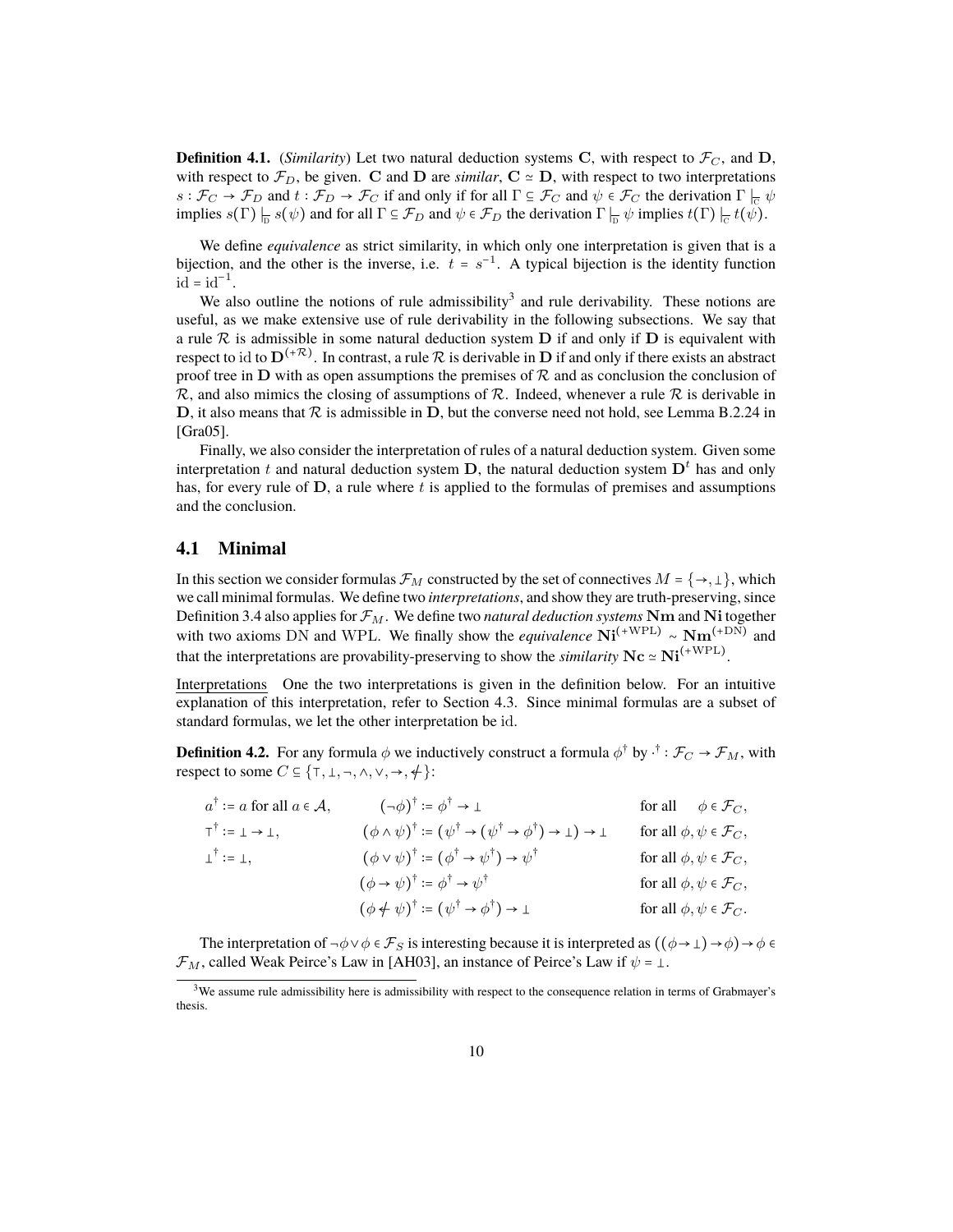**Definition 4.1.** (*Similarity*) Let two natural deduction systems $\mathbf{C}$, with respect to $\mathcal{F}_C$, and $\mathbf{D}$, with respect to $\mathcal{F}_D$, be given. $\mathbf{C}$ and $\mathbf{D}$ are *similar*, $\mathbf{C} \simeq \mathbf{D}$, with respect to two interpretations $s : \mathcal{F}_C \to \mathcal{F}_D$ and $t : \mathcal{F}_D \to \mathcal{F}_C$ if and only if for all $\Gamma \subseteq \mathcal{F}_C$ and $\psi \in \mathcal{F}_C$ the derivation $\Gamma \vdash_{\mathrm{C}} \psi$ implies $s(\Gamma) \vdash_{\mathrm{D}} s(\psi)$ and for all $\Gamma \subseteq \mathcal{F}_D$ and $\psi \in \mathcal{F}_D$ the derivation $\Gamma \vdash_{\mathrm{D}} \psi$ implies $t(\Gamma) \vdash_{\mathrm{C}} t(\psi)$.

We define *equivalence* as strict similarity, in which only one interpretation is given that is a bijection, and the other is the inverse, i.e. $t = s^{-1}$. A typical bijection is the identity function $\mathrm{id} = \mathrm{id}^{-1}$.

We also outline the notions of rule admissibility[3] and rule derivability. These notions are useful, as we make extensive use of rule derivability in the following subsections. We say that a rule $\mathcal{R}$ is admissible in some natural deduction system $\mathbf{D}$ if and only if $\mathbf{D}$ is equivalent with respect to $\mathrm{id}$ to $\mathbf{D}^{(+\mathcal{R})}$. In contrast, a rule $\mathcal{R}$ is derivable in $\mathbf{D}$ if and only if there exists an abstract proof tree in $\mathbf{D}$ with as open assumptions the premises of $\mathcal{R}$ and as conclusion the conclusion of $\mathcal{R}$, and also mimics the closing of assumptions of $\mathcal{R}$. Indeed, whenever a rule $\mathcal{R}$ is derivable in $\mathbf{D}$, it also means that $\mathcal{R}$ is admissible in $\mathbf{D}$, but the converse need not hold, see Lemma B.2.24 in [Gra05].

Finally, we also consider the interpretation of rules of a natural deduction system. Given some interpretation $t$ and natural deduction system $\mathbf{D}$, the natural deduction system $\mathbf{D}^t$ has and only has, for every rule of $\mathbf{D}$, a rule where $t$ is applied to the formulas of premises and assumptions and the conclusion.

## 4.1 Minimal

In this section we consider formulas $\mathcal{F}_M$ constructed by the set of connectives $M = \{\to, \bot\}$, which we call minimal formulas. We define two *interpretations*, and show they are truth-preserving, since Definition 3.4 also applies for $\mathcal{F}_M$. We define two *natural deduction systems* $\mathbf{Nm}$ and $\mathbf{Ni}$ together with two axioms DN and WPL. We finally show the *equivalence* $\mathbf{Ni}^{(+\mathrm{WPL})} \sim \mathbf{Nm}^{(+\mathrm{DN})}$ and that the interpretations are provability-preserving to show the *similarity* $\mathbf{Nc} \simeq \mathbf{Ni}^{(+\mathrm{WPL})}$.

Interpretations One the two interpretations is given in the definition below. For an intuitive explanation of this interpretation, refer to Section 4.3. Since minimal formulas are a subset of standard formulas, we let the other interpretation be $\mathrm{id}$.

**Definition 4.2.** For any formula $\phi$ we inductively construct a formula $\phi^\dagger$ by $\cdot^\dagger : \mathcal{F}_C \to \mathcal{F}_M$, with respect to some $C \subseteq \{\top, \bot, \neg, \wedge, \vee, \to, \not\leftarrow\}$:

$$
\begin{aligned}
&a^\dagger := a \text{ for all } a \in \mathcal{A}, && (\neg\phi)^\dagger := \phi^\dagger \to \bot && \text{for all } \phi \in \mathcal{F}_C,\\
&\top^\dagger := \bot \to \bot, && (\phi \wedge \psi)^\dagger := (\psi^\dagger \to (\psi^\dagger \to \phi^\dagger) \to \bot) \to \bot && \text{for all } \phi, \psi \in \mathcal{F}_C,\\
&\bot^\dagger := \bot, && (\phi \vee \psi)^\dagger := (\phi^\dagger \to \psi^\dagger) \to \psi^\dagger && \text{for all } \phi, \psi \in \mathcal{F}_C,\\
& && (\phi \to \psi)^\dagger := \phi^\dagger \to \psi^\dagger && \text{for all } \phi, \psi \in \mathcal{F}_C,\\
& && (\phi \not\leftarrow \psi)^\dagger := (\psi^\dagger \to \phi^\dagger) \to \bot && \text{for all } \phi, \psi \in \mathcal{F}_C.
\end{aligned}
$$

The interpretation of $\neg\phi \vee \phi \in \mathcal{F}_S$ is interesting because it is interpreted as $((\phi \to \bot) \to \phi) \to \phi \in \mathcal{F}_M$, called Weak Peirce's Law in [AH03], an instance of Peirce's Law if $\psi = \bot$.

[3] We assume rule admissibility here is admissibility with respect to the consequence relation in terms of Grabmayer's thesis.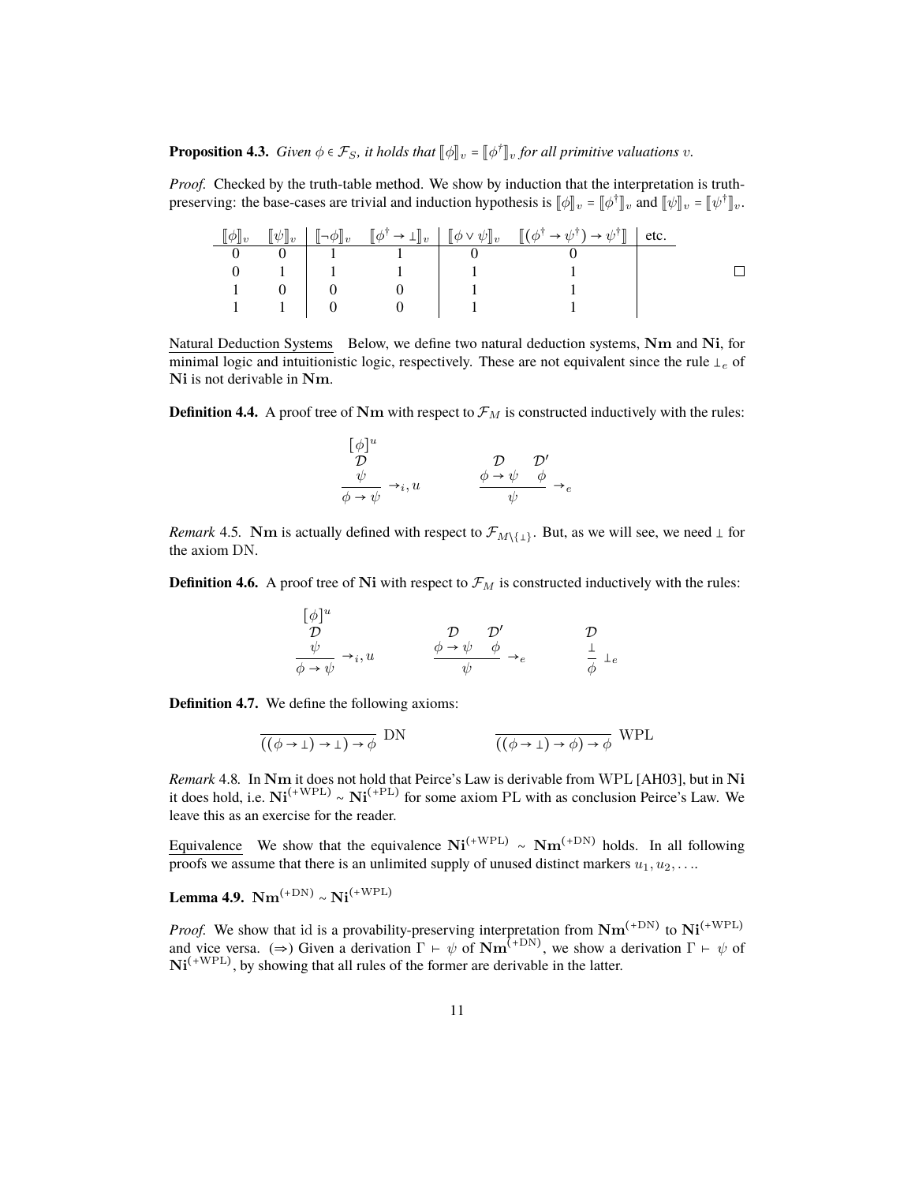**Proposition 4.3.** *Given $\phi \in \mathcal{F}_S$, it holds that $[\![\phi]\!]_v = [\![\phi^\dagger]\!]_v$ for all primitive valuations $v$.*

*Proof.* Checked by the truth-table method. We show by induction that the interpretation is truth-preserving: the base-cases are trivial and induction hypothesis is $[\![\phi]\!]_v = [\![\phi^\dagger]\!]_v$ and $[\![\psi]\!]_v = [\![\psi^\dagger]\!]_v$.

| $[\![\phi]\!]_v$ | $[\![\psi]\!]_v$ | $[\![\neg\phi]\!]_v$ | $[\![\phi^\dagger \to \bot]\!]_v$ | $[\![\phi \vee \psi]\!]_v$ | $[\![(\phi^\dagger \to \psi^\dagger) \to \psi^\dagger]\!]$ | etc. |
|---|---|---|---|---|---|---|
| 0 | 0 | 1 | 1 | 0 | 0 | |
| 0 | 1 | 1 | 1 | 1 | 1 | |
| 1 | 0 | 0 | 0 | 1 | 1 | |
| 1 | 1 | 0 | 0 | 1 | 1 | |

□

Natural Deduction Systems  Below, we define two natural deduction systems, $\mathbf{Nm}$ and $\mathbf{Ni}$, for minimal logic and intuitionistic logic, respectively. These are not equivalent since the rule $\bot_e$ of $\mathbf{Ni}$ is not derivable in $\mathbf{Nm}$.

**Definition 4.4.** A proof tree of $\mathbf{Nm}$ with respect to $\mathcal{F}_M$ is constructed inductively with the rules:

$$\dfrac{\begin{matrix}[\phi]^u \\ \mathcal{D} \\ \psi\end{matrix}}{\phi \to \psi} \to_i, u \qquad\qquad \dfrac{\begin{matrix}\mathcal{D} \\ \phi \to \psi\end{matrix} \quad \begin{matrix}\mathcal{D}' \\ \phi\end{matrix}}{\psi} \to_e$$

*Remark* 4.5. $\mathbf{Nm}$ is actually defined with respect to $\mathcal{F}_{M\setminus\{\bot\}}$. But, as we will see, we need $\bot$ for the axiom DN.

**Definition 4.6.** A proof tree of $\mathbf{Ni}$ with respect to $\mathcal{F}_M$ is constructed inductively with the rules:

$$\dfrac{\begin{matrix}[\phi]^u \\ \mathcal{D} \\ \psi\end{matrix}}{\phi \to \psi} \to_i, u \qquad\qquad \dfrac{\begin{matrix}\mathcal{D} \\ \phi \to \psi\end{matrix} \quad \begin{matrix}\mathcal{D}' \\ \phi\end{matrix}}{\psi} \to_e \qquad\qquad \dfrac{\begin{matrix}\mathcal{D} \\ \bot\end{matrix}}{\phi} \bot_e$$

**Definition 4.7.** We define the following axioms:

$$\dfrac{}{((\phi \to \bot) \to \bot) \to \phi} \text{ DN} \qquad\qquad \dfrac{}{((\phi \to \bot) \to \phi) \to \phi} \text{ WPL}$$

*Remark* 4.8. In $\mathbf{Nm}$ it does not hold that Peirce's Law is derivable from WPL [AH03], but in $\mathbf{Ni}$ it does hold, i.e. $\mathbf{Ni}^{(+\mathrm{WPL})} \sim \mathbf{Ni}^{(+\mathrm{PL})}$ for some axiom PL with as conclusion Peirce's Law. We leave this as an exercise for the reader.

Equivalence  We show that the equivalence $\mathbf{Ni}^{(+\mathrm{WPL})} \sim \mathbf{Nm}^{(+\mathrm{DN})}$ holds. In all following proofs we assume that there is an unlimited supply of unused distinct markers $u_1, u_2, \ldots$.

**Lemma 4.9.** $\mathbf{Nm}^{(+\mathrm{DN})} \sim \mathbf{Ni}^{(+\mathrm{WPL})}$

*Proof.* We show that id is a provability-preserving interpretation from $\mathbf{Nm}^{(+\mathrm{DN})}$ to $\mathbf{Ni}^{(+\mathrm{WPL})}$ and vice versa. (⇒) Given a derivation $\Gamma \vdash \psi$ of $\mathbf{Nm}^{(+\mathrm{DN})}$, we show a derivation $\Gamma \vdash \psi$ of $\mathbf{Ni}^{(+\mathrm{WPL})}$, by showing that all rules of the former are derivable in the latter.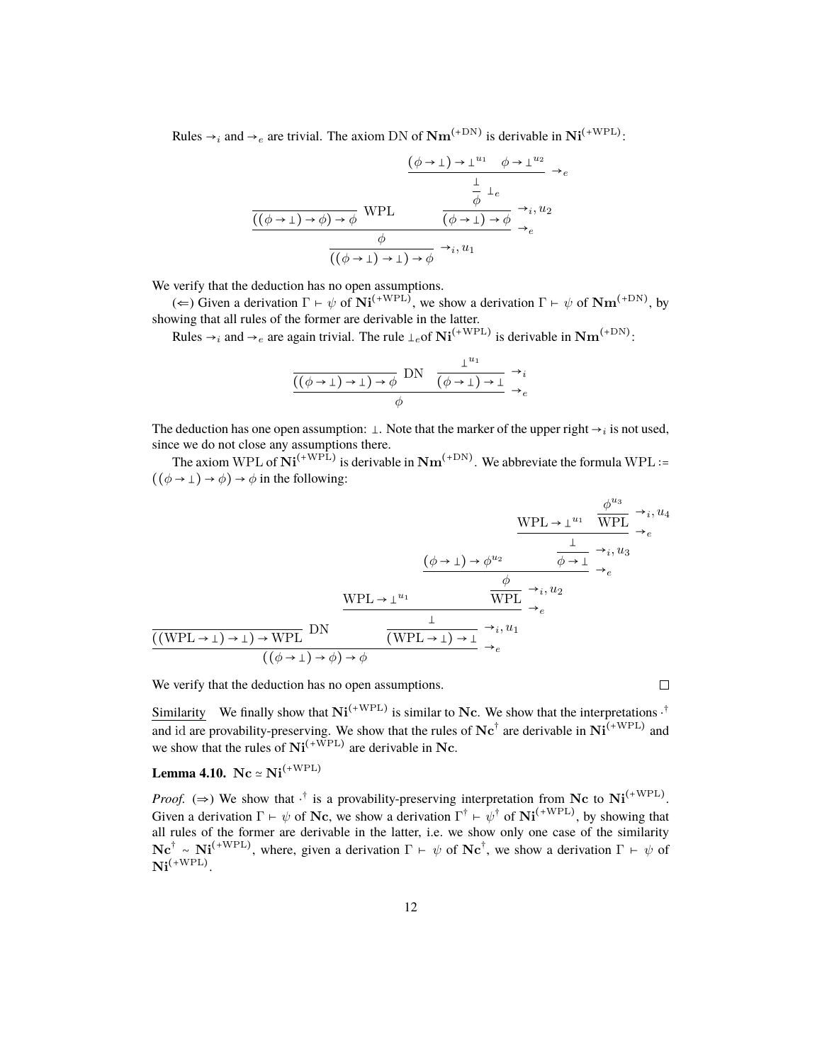Rules $\to_i$ and $\to_e$ are trivial. The axiom DN of $\mathbf{Nm}^{(+\mathrm{DN})}$ is derivable in $\mathbf{Ni}^{(+\mathrm{WPL})}$:

$$
\dfrac{\dfrac{}{((\phi \to \bot) \to \phi) \to \phi}\ \mathrm{WPL} \qquad \dfrac{\dfrac{\dfrac{(\phi \to \bot) \to \bot^{u_1} \quad \phi \to \bot^{u_2}}{\bot}\ \to_e}{\phi}\ \bot_e}{(\phi \to \bot) \to \phi}\ \to_i, u_2}{\dfrac{\phi}{((\phi \to \bot) \to \bot) \to \phi}\ \to_i, u_1}\ \to_e
$$

We verify that the deduction has no open assumptions.

($\Leftarrow$) Given a derivation $\Gamma \vdash \psi$ of $\mathbf{Ni}^{(+\mathrm{WPL})}$, we show a derivation $\Gamma \vdash \psi$ of $\mathbf{Nm}^{(+\mathrm{DN})}$, by showing that all rules of the former are derivable in the latter.

Rules $\to_i$ and $\to_e$ are again trivial. The rule $\bot_e$of $\mathbf{Ni}^{(+\mathrm{WPL})}$ is derivable in $\mathbf{Nm}^{(+\mathrm{DN})}$:

$$
\dfrac{\dfrac{}{((\phi \to \bot) \to \bot) \to \phi}\ \mathrm{DN} \qquad \dfrac{\bot^{u_1}}{(\phi \to \bot) \to \bot}\ \to_i}{\phi}\ \to_e
$$

The deduction has one open assumption: $\bot$. Note that the marker of the upper right $\to_i$ is not used, since we do not close any assumptions there.

The axiom WPL of $\mathbf{Ni}^{(+\mathrm{WPL})}$ is derivable in $\mathbf{Nm}^{(+\mathrm{DN})}$. We abbreviate the formula $\mathrm{WPL} := ((\phi \to \bot) \to \phi) \to \phi$ in the following:

$$
\dfrac{\dfrac{}{((\mathrm{WPL} \to \bot) \to \bot) \to \mathrm{WPL}}\ \mathrm{DN} \qquad \dfrac{\dfrac{\mathrm{WPL} \to \bot^{u_1} \qquad \dfrac{\dfrac{(\phi \to \bot) \to \phi^{u_2} \qquad \dfrac{\dfrac{\mathrm{WPL} \to \bot^{u_1} \qquad \dfrac{\phi^{u_3}}{\mathrm{WPL}}\ \to_i, u_4}{\bot}\ \to_e}{\phi \to \bot}\ \to_i, u_3}{\phi}\ \to_e}{\mathrm{WPL}}\ \to_i, u_2}{\bot}\ \to_e}{(\mathrm{WPL} \to \bot) \to \bot}\ \to_i, u_1}{((\phi \to \bot) \to \phi) \to \phi}\ \to_e
$$

We verify that the deduction has no open assumptions. □

<u>Similarity</u> We finally show that $\mathbf{Ni}^{(+\mathrm{WPL})}$ is similar to $\mathbf{Nc}$. We show that the interpretations $\cdot^{\dagger}$ and $\mathrm{id}$ are provability-preserving. We show that the rules of $\mathbf{Nc}^{\dagger}$ are derivable in $\mathbf{Ni}^{(+\mathrm{WPL})}$ and we show that the rules of $\mathbf{Ni}^{(+\mathrm{WPL})}$ are derivable in $\mathbf{Nc}$.

**Lemma 4.10.** $\mathbf{Nc} \simeq \mathbf{Ni}^{(+\mathrm{WPL})}$

*Proof.* ($\Rightarrow$) We show that $\cdot^{\dagger}$ is a provability-preserving interpretation from $\mathbf{Nc}$ to $\mathbf{Ni}^{(+\mathrm{WPL})}$. Given a derivation $\Gamma \vdash \psi$ of $\mathbf{Nc}$, we show a derivation $\Gamma^{\dagger} \vdash \psi^{\dagger}$ of $\mathbf{Ni}^{(+\mathrm{WPL})}$, by showing that all rules of the former are derivable in the latter, i.e. we show only one case of the similarity $\mathbf{Nc}^{\dagger} \sim \mathbf{Ni}^{(+\mathrm{WPL})}$, where, given a derivation $\Gamma \vdash \psi$ of $\mathbf{Nc}^{\dagger}$, we show a derivation $\Gamma \vdash \psi$ of $\mathbf{Ni}^{(+\mathrm{WPL})}$.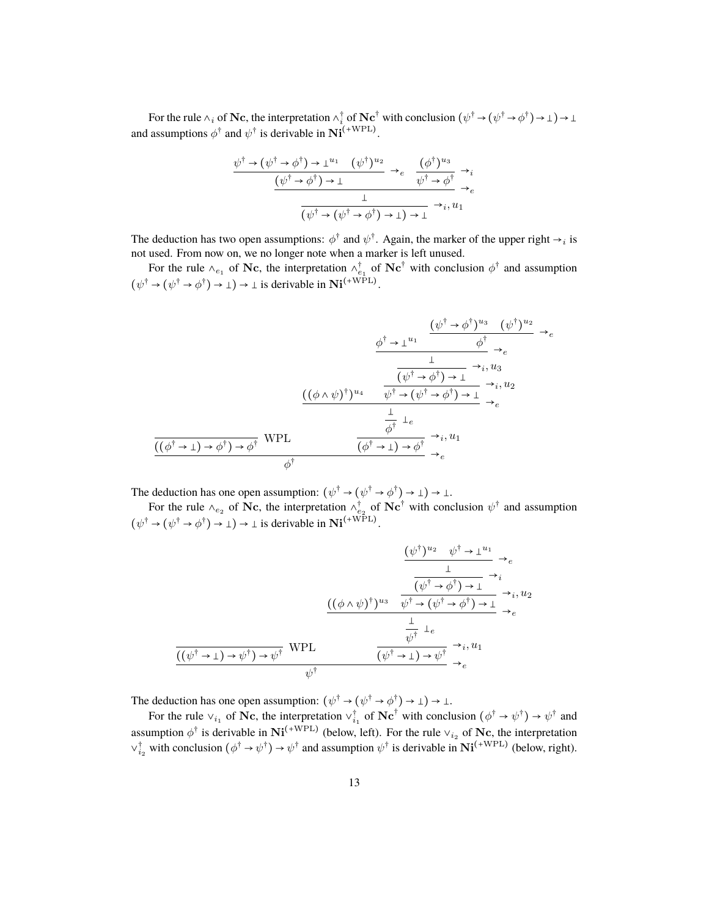For the rule $\wedge_i$ of **Nc**, the interpretation $\wedge_i^\dagger$ of $\mathbf{Nc}^\dagger$ with conclusion $(\psi^\dagger \to (\psi^\dagger \to \phi^\dagger) \to \bot) \to \bot$ and assumptions $\phi^\dagger$ and $\psi^\dagger$ is derivable in $\mathbf{Ni}^{(+\mathrm{WPL})}$.

$$
\dfrac{\dfrac{\psi^\dagger \to (\psi^\dagger \to \phi^\dagger) \to \bot^{u_1} \quad (\psi^\dagger)^{u_2}}{(\psi^\dagger \to \phi^\dagger) \to \bot} \to_e \quad \dfrac{(\phi^\dagger)^{u_3}}{\psi^\dagger \to \phi^\dagger} \to_i}{\dfrac{\bot}{(\psi^\dagger \to (\psi^\dagger \to \phi^\dagger) \to \bot) \to \bot} \to_i, u_1} \to_e
$$

The deduction has two open assumptions: $\phi^\dagger$ and $\psi^\dagger$. Again, the marker of the upper right $\to_i$ is not used. From now on, we no longer note when a marker is left unused.

For the rule $\wedge_{e_1}$ of **Nc**, the interpretation $\wedge_{e_1}^\dagger$ of $\mathbf{Nc}^\dagger$ with conclusion $\phi^\dagger$ and assumption $(\psi^\dagger \to (\psi^\dagger \to \phi^\dagger) \to \bot) \to \bot$ is derivable in $\mathbf{Ni}^{(+\mathrm{WPL})}$.

$$
\dfrac{\dfrac{}{((\phi^\dagger \to \bot) \to \phi^\dagger) \to \phi^\dagger}\ \mathrm{WPL} \qquad \dfrac{\dfrac{\dfrac{((\phi \wedge \psi)^\dagger)^{u_4} \quad \dfrac{\dfrac{\dfrac{\phi^\dagger \to \bot^{u_1} \quad \dfrac{(\psi^\dagger \to \phi^\dagger)^{u_3} \quad (\psi^\dagger)^{u_2}}{\phi^\dagger} \to_e}{\bot} \to_e}{(\psi^\dagger \to \phi^\dagger) \to \bot} \to_i, u_3}{\psi^\dagger \to (\psi^\dagger \to \phi^\dagger) \to \bot} \to_i, u_2}{\bot} \to_e}{\phi^\dagger}\ \bot_e}{(\phi^\dagger \to \bot) \to \phi^\dagger} \to_i, u_1}{\phi^\dagger} \to_e
$$

The deduction has one open assumption: $(\psi^\dagger \to (\psi^\dagger \to \phi^\dagger) \to \bot) \to \bot$.

For the rule $\wedge_{e_2}$ of **Nc**, the interpretation $\wedge_{e_2}^\dagger$ of $\mathbf{Nc}^\dagger$ with conclusion $\psi^\dagger$ and assumption $(\psi^\dagger \to (\psi^\dagger \to \phi^\dagger) \to \bot) \to \bot$ is derivable in $\mathbf{Ni}^{(+\mathrm{WPL})}$.

$$
\dfrac{\dfrac{}{((\psi^\dagger \to \bot) \to \psi^\dagger) \to \psi^\dagger}\ \mathrm{WPL} \qquad \dfrac{\dfrac{\dfrac{((\phi \wedge \psi)^\dagger)^{u_3} \quad \dfrac{\dfrac{\dfrac{(\psi^\dagger)^{u_2} \quad \psi^\dagger \to \bot^{u_1}}{\bot} \to_e}{(\psi^\dagger \to \phi^\dagger) \to \bot} \to_i}{\psi^\dagger \to (\psi^\dagger \to \phi^\dagger) \to \bot} \to_i, u_2}{\bot} \to_e}{\psi^\dagger}\ \bot_e}{(\psi^\dagger \to \bot) \to \psi^\dagger} \to_i, u_1}{\psi^\dagger} \to_e
$$

The deduction has one open assumption: $(\psi^\dagger \to (\psi^\dagger \to \phi^\dagger) \to \bot) \to \bot$.

For the rule $\vee_{i_1}$ of **Nc**, the interpretation $\vee_{i_1}^\dagger$ of $\mathbf{Nc}^\dagger$ with conclusion $(\phi^\dagger \to \psi^\dagger) \to \psi^\dagger$ and assumption $\phi^\dagger$ is derivable in $\mathbf{Ni}^{(+\mathrm{WPL})}$ (below, left). For the rule $\vee_{i_2}$ of **Nc**, the interpretation $\vee_{i_2}^\dagger$ with conclusion $(\phi^\dagger \to \psi^\dagger) \to \psi^\dagger$ and assumption $\psi^\dagger$ is derivable in $\mathbf{Ni}^{(+\mathrm{WPL})}$ (below, right).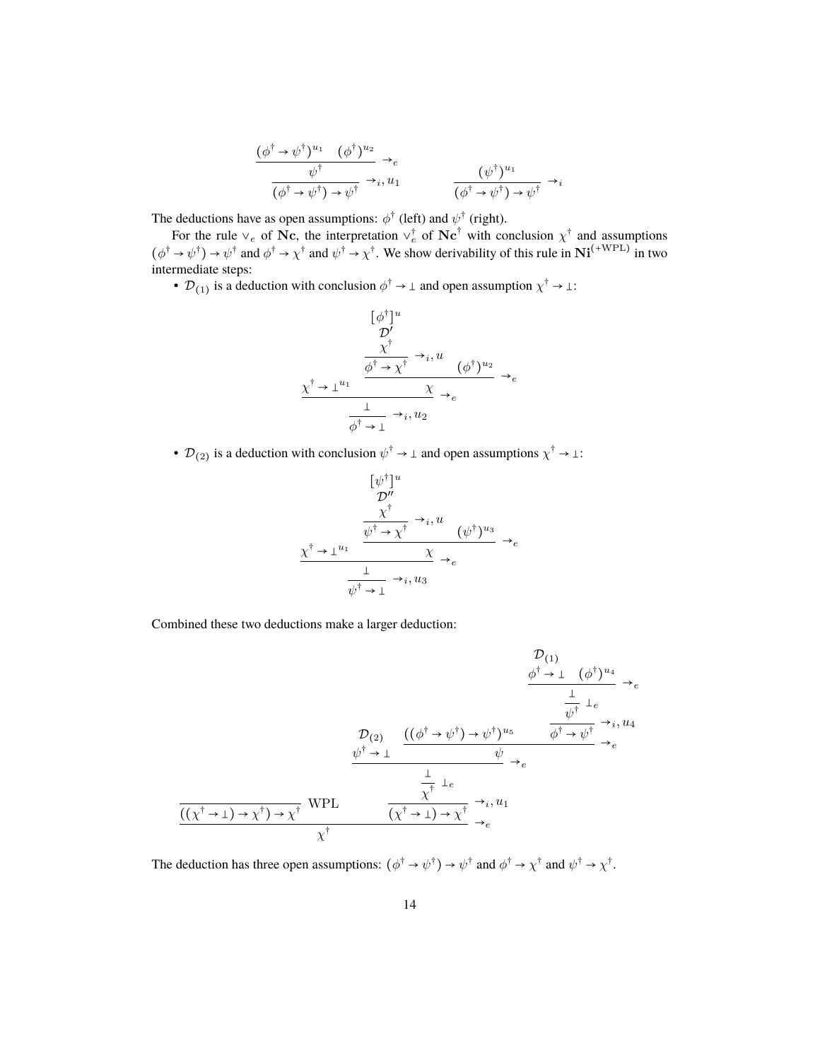$$\dfrac{\dfrac{(\phi^\dagger \to \psi^\dagger)^{u_1} \quad (\phi^\dagger)^{u_2}}{\psi^\dagger} \to_e}{(\phi^\dagger \to \psi^\dagger) \to \psi^\dagger} \to_i, u_1 \qquad\qquad \dfrac{(\psi^\dagger)^{u_1}}{(\phi^\dagger \to \psi^\dagger) \to \psi^\dagger} \to_i$$

The deductions have as open assumptions: $\phi^\dagger$ (left) and $\psi^\dagger$ (right).

For the rule $\vee_e$ of **Nc**, the interpretation $\vee_e^\dagger$ of $\mathbf{Nc}^\dagger$ with conclusion $\chi^\dagger$ and assumptions $(\phi^\dagger \to \psi^\dagger) \to \psi^\dagger$ and $\phi^\dagger \to \chi^\dagger$ and $\psi^\dagger \to \chi^\dagger$. We show derivability of this rule in $\mathbf{Ni}^{(+\mathrm{WPL})}$ in two intermediate steps:

- $\mathcal{D}_{(1)}$ is a deduction with conclusion $\phi^\dagger \to \bot$ and open assumption $\chi^\dagger \to \bot$:

$$\dfrac{\dfrac{\chi^\dagger \to \bot^{u_1} \qquad \dfrac{\dfrac{\begin{matrix}[\phi^\dagger]^u \\ \mathcal{D}' \\ \chi^\dagger\end{matrix}}{\phi^\dagger \to \chi^\dagger} \to_i, u \qquad (\phi^\dagger)^{u_2}}{\chi} \to_e}{\bot} \to_e}{\phi^\dagger \to \bot} \to_i, u_2$$

- $\mathcal{D}_{(2)}$ is a deduction with conclusion $\psi^\dagger \to \bot$ and open assumptions $\chi^\dagger \to \bot$:

$$\dfrac{\dfrac{\chi^\dagger \to \bot^{u_1} \qquad \dfrac{\dfrac{\begin{matrix}[\psi^\dagger]^u \\ \mathcal{D}'' \\ \chi^\dagger\end{matrix}}{\psi^\dagger \to \chi^\dagger} \to_i, u \qquad (\psi^\dagger)^{u_3}}{\chi} \to_e}{\bot} \to_e}{\psi^\dagger \to \bot} \to_i, u_3$$

Combined these two deductions make a larger deduction:

$$\dfrac{\dfrac{}{((\chi^\dagger \to \bot) \to \chi^\dagger) \to \chi^\dagger}\ \mathrm{WPL} \qquad \dfrac{\dfrac{\dfrac{\begin{matrix}\mathcal{D}_{(2)} \\ \psi^\dagger \to \bot\end{matrix} \qquad \dfrac{((\phi^\dagger \to \psi^\dagger) \to \psi^\dagger)^{u_5} \qquad \dfrac{\dfrac{\dfrac{\begin{matrix}\mathcal{D}_{(1)} \\ \phi^\dagger \to \bot\end{matrix} \quad (\phi^\dagger)^{u_4}}{\bot} \to_e}{\psi^\dagger} \bot_e}{\phi^\dagger \to \psi^\dagger} \to_i, u_4}{\psi} \to_e}{\bot} \to_e}{\chi^\dagger} \bot_e}{(\chi^\dagger \to \bot) \to \chi^\dagger} \to_i, u_1}{\chi^\dagger} \to_e$$

The deduction has three open assumptions: $(\phi^\dagger \to \psi^\dagger) \to \psi^\dagger$ and $\phi^\dagger \to \chi^\dagger$ and $\psi^\dagger \to \chi^\dagger$.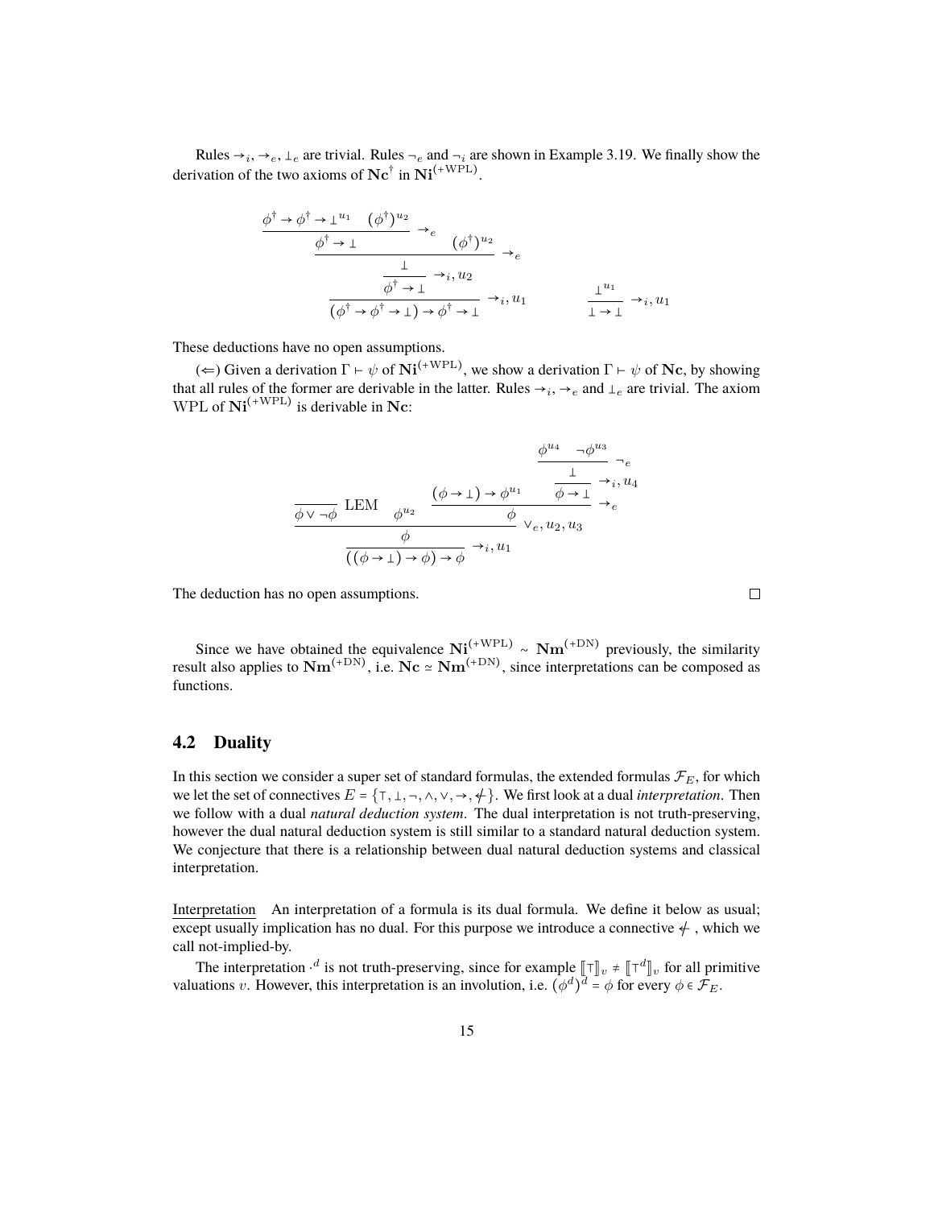Rules $\to_i$, $\to_e$, $\bot_e$ are trivial. Rules $\neg_e$ and $\neg_i$ are shown in Example 3.19. We finally show the derivation of the two axioms of $\mathbf{Nc}^\dagger$ in $\mathbf{Ni}^{(+\mathrm{WPL})}$.

$$
\dfrac{\dfrac{\dfrac{\dfrac{\phi^\dagger \to \phi^\dagger \to \bot^{u_1} \quad (\phi^\dagger)^{u_2}}{\phi^\dagger \to \bot}\to_e \quad (\phi^\dagger)^{u_2}}{\bot}\to_e}{\phi^\dagger \to \bot}\to_i, u_2}{(\phi^\dagger \to \phi^\dagger \to \bot) \to \phi^\dagger \to \bot}\to_i, u_1
\qquad\qquad
\dfrac{\bot^{u_1}}{\bot \to \bot}\to_i, u_1
$$

These deductions have no open assumptions.

($\Leftarrow$) Given a derivation $\Gamma \vdash \psi$ of $\mathbf{Ni}^{(+\mathrm{WPL})}$, we show a derivation $\Gamma \vdash \psi$ of $\mathbf{Nc}$, by showing that all rules of the former are derivable in the latter. Rules $\to_i$, $\to_e$ and $\bot_e$ are trivial. The axiom WPL of $\mathbf{Ni}^{(+\mathrm{WPL})}$ is derivable in $\mathbf{Nc}$:

$$
\dfrac{\dfrac{\dfrac{}{\phi \vee \neg\phi}\,\mathrm{LEM} \quad \phi^{u_2} \quad \dfrac{(\phi \to \bot) \to \phi^{u_1} \quad \dfrac{\dfrac{\phi^{u_4} \quad \neg\phi^{u_3}}{\bot}\neg_e}{\phi \to \bot}\to_i, u_4}{\phi}\to_e}{\phi}\vee_e, u_2, u_3}{((\phi \to \bot) \to \phi) \to \phi}\to_i, u_1
$$

The deduction has no open assumptions. $\square$

Since we have obtained the equivalence $\mathbf{Ni}^{(+\mathrm{WPL})} \sim \mathbf{Nm}^{(+\mathrm{DN})}$ previously, the similarity result also applies to $\mathbf{Nm}^{(+\mathrm{DN})}$, i.e. $\mathbf{Nc} \simeq \mathbf{Nm}^{(+\mathrm{DN})}$, since interpretations can be composed as functions.

## 4.2 Duality

In this section we consider a super set of standard formulas, the extended formulas $\mathcal{F}_E$, for which we let the set of connectives $E = \{\top, \bot, \neg, \wedge, \vee, \to, \not\leftarrow\}$. We first look at a dual *interpretation*. Then we follow with a dual *natural deduction system*. The dual interpretation is not truth-preserving, however the dual natural deduction system is still similar to a standard natural deduction system. We conjecture that there is a relationship between dual natural deduction systems and classical interpretation.

Interpretation   An interpretation of a formula is its dual formula. We define it below as usual; except usually implication has no dual. For this purpose we introduce a connective $\not\leftarrow$, which we call not-implied-by.

The interpretation $\cdot^d$ is not truth-preserving, since for example $[\![\top]\!]_v \neq [\![\top^d]\!]_v$ for all primitive valuations $v$. However, this interpretation is an involution, i.e. $(\phi^d)^d = \phi$ for every $\phi \in \mathcal{F}_E$.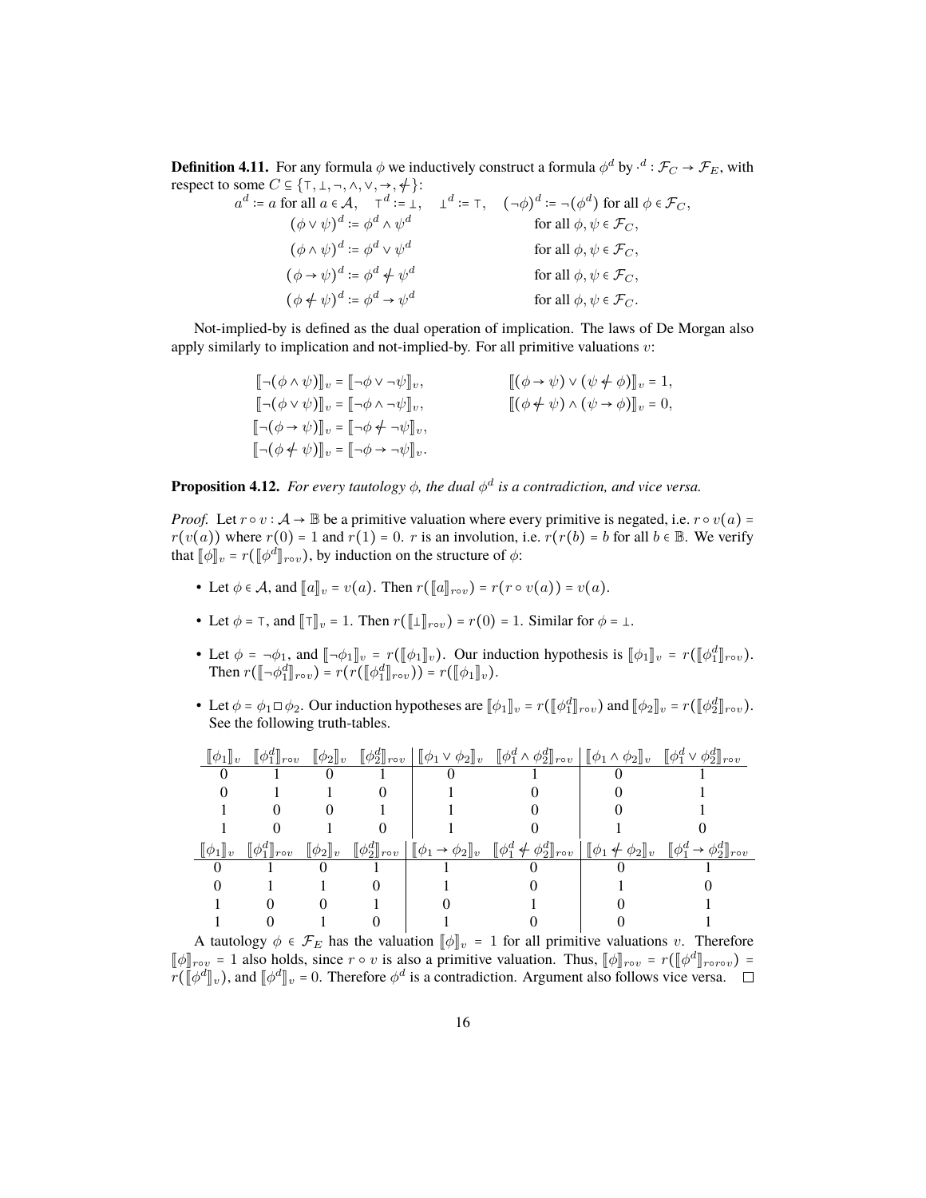**Definition 4.11.** For any formula $\phi$ we inductively construct a formula $\phi^d$ by $\cdot^d : \mathcal{F}_C \to \mathcal{F}_E$, with respect to some $C \subseteq \{\top, \bot, \neg, \wedge, \vee, \to, \not\leftarrow\}$:

$$a^d := a \text{ for all } a \in \mathcal{A}, \quad \top^d := \bot, \quad \bot^d := \top, \quad (\neg\phi)^d := \neg(\phi^d) \text{ for all } \phi \in \mathcal{F}_C,$$
$$(\phi \vee \psi)^d := \phi^d \wedge \psi^d \qquad \text{for all } \phi, \psi \in \mathcal{F}_C,$$
$$(\phi \wedge \psi)^d := \phi^d \vee \psi^d \qquad \text{for all } \phi, \psi \in \mathcal{F}_C,$$
$$(\phi \to \psi)^d := \phi^d \not\leftarrow \psi^d \qquad \text{for all } \phi, \psi \in \mathcal{F}_C,$$
$$(\phi \not\leftarrow \psi)^d := \phi^d \to \psi^d \qquad \text{for all } \phi, \psi \in \mathcal{F}_C.$$

Not-implied-by is defined as the dual operation of implication. The laws of De Morgan also apply similarly to implication and not-implied-by. For all primitive valuations $v$:

$$[\![\neg(\phi \wedge \psi)]\!]_v = [\![\neg\phi \vee \neg\psi]\!]_v, \qquad [\![(\phi \to \psi) \vee (\psi \not\leftarrow \phi)]\!]_v = 1,$$
$$[\![\neg(\phi \vee \psi)]\!]_v = [\![\neg\phi \wedge \neg\psi]\!]_v, \qquad [\![(\phi \not\leftarrow \psi) \wedge (\psi \to \phi)]\!]_v = 0,$$
$$[\![\neg(\phi \to \psi)]\!]_v = [\![\neg\phi \not\leftarrow \neg\psi]\!]_v,$$
$$[\![\neg(\phi \not\leftarrow \psi)]\!]_v = [\![\neg\phi \to \neg\psi]\!]_v.$$

**Proposition 4.12.** *For every tautology $\phi$, the dual $\phi^d$ is a contradiction, and vice versa.*

*Proof.* Let $r \circ v : \mathcal{A} \to \mathbb{B}$ be a primitive valuation where every primitive is negated, i.e. $r \circ v(a) = r(v(a))$ where $r(0) = 1$ and $r(1) = 0$. $r$ is an involution, i.e. $r(r(b) = b$ for all $b \in \mathbb{B}$. We verify that $[\![\phi]\!]_v = r([\![\phi^d]\!]_{r \circ v})$, by induction on the structure of $\phi$:

- Let $\phi \in \mathcal{A}$, and $[\![a]\!]_v = v(a)$. Then $r([\![a]\!]_{r \circ v}) = r(r \circ v(a)) = v(a)$.
- Let $\phi = \top$, and $[\![\top]\!]_v = 1$. Then $r([\![\bot]\!]_{r \circ v}) = r(0) = 1$. Similar for $\phi = \bot$.
- Let $\phi = \neg\phi_1$, and $[\![\neg\phi_1]\!]_v = r([\![\phi_1]\!]_v)$. Our induction hypothesis is $[\![\phi_1]\!]_v = r([\![\phi_1^d]\!]_{r \circ v})$. Then $r([\![\neg\phi_1^d]\!]_{r \circ v}) = r(r([\![\phi_1^d]\!]_{r \circ v})) = r([\![\phi_1]\!]_v)$.
- Let $\phi = \phi_1 \Box \phi_2$. Our induction hypotheses are $[\![\phi_1]\!]_v = r([\![\phi_1^d]\!]_{r \circ v})$ and $[\![\phi_2]\!]_v = r([\![\phi_2^d]\!]_{r \circ v})$. See the following truth-tables.

| $[\![\phi_1]\!]_v$ | $[\![\phi_1^d]\!]_{r \circ v}$ | $[\![\phi_2]\!]_v$ | $[\![\phi_2^d]\!]_{r \circ v}$ | $[\![\phi_1 \vee \phi_2]\!]_v$ | $[\![\phi_1^d \wedge \phi_2^d]\!]_{r \circ v}$ | $[\![\phi_1 \wedge \phi_2]\!]_v$ | $[\![\phi_1^d \vee \phi_2^d]\!]_{r \circ v}$ |
|---|---|---|---|---|---|---|---|
| 0 | 1 | 0 | 1 | 0 | 1 | 0 | 1 |
| 0 | 1 | 1 | 0 | 1 | 0 | 0 | 1 |
| 1 | 0 | 0 | 1 | 1 | 0 | 0 | 1 |
| 1 | 0 | 1 | 0 | 1 | 0 | 1 | 0 |
| $[\![\phi_1]\!]_v$ | $[\![\phi_1^d]\!]_{r \circ v}$ | $[\![\phi_2]\!]_v$ | $[\![\phi_2^d]\!]_{r \circ v}$ | $[\![\phi_1 \to \phi_2]\!]_v$ | $[\![\phi_1^d \not\leftarrow \phi_2^d]\!]_{r \circ v}$ | $[\![\phi_1 \not\leftarrow \phi_2]\!]_v$ | $[\![\phi_1^d \to \phi_2^d]\!]_{r \circ v}$ |
| 0 | 1 | 0 | 1 | 1 | 0 | 0 | 1 |
| 0 | 1 | 1 | 0 | 1 | 0 | 1 | 0 |
| 1 | 0 | 0 | 1 | 0 | 1 | 0 | 1 |
| 1 | 0 | 1 | 0 | 1 | 0 | 0 | 1 |

A tautology $\phi \in \mathcal{F}_E$ has the valuation $[\![\phi]\!]_v = 1$ for all primitive valuations $v$. Therefore $[\![\phi]\!]_{r \circ v} = 1$ also holds, since $r \circ v$ is also a primitive valuation. Thus, $[\![\phi]\!]_{r \circ v} = r([\![\phi^d]\!]_{r \circ r \circ v}) = r([\![\phi^d]\!]_v)$, and $[\![\phi^d]\!]_v = 0$. Therefore $\phi^d$ is a contradiction. Argument also follows vice versa. $\square$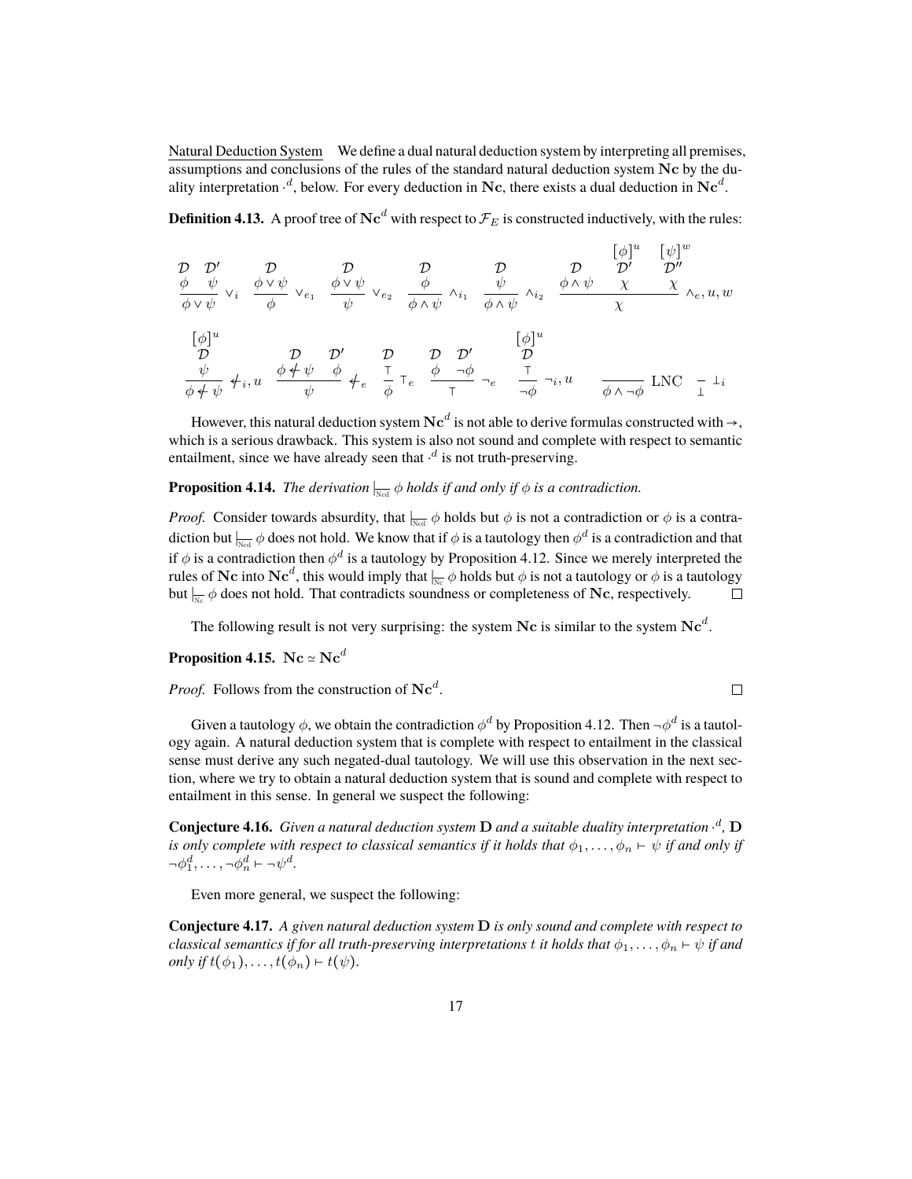Natural Deduction System  We define a dual natural deduction system by interpreting all premises, assumptions and conclusions of the rules of the standard natural deduction system $\mathbf{Nc}$ by the duality interpretation $\cdot^d$, below. For every deduction in $\mathbf{Nc}$, there exists a dual deduction in $\mathbf{Nc}^d$.

**Definition 4.13.** A proof tree of $\mathbf{Nc}^d$ with respect to $\mathcal{F}_E$ is constructed inductively, with the rules:

$$
\frac{\begin{array}{cc}\mathcal{D} & \mathcal{D}' \\ \phi & \psi\end{array}}{\phi \vee \psi} \vee_i \quad
\frac{\begin{array}{c}\mathcal{D} \\ \phi \vee \psi\end{array}}{\phi} \vee_{e_1} \quad
\frac{\begin{array}{c}\mathcal{D} \\ \phi \vee \psi\end{array}}{\psi} \vee_{e_2} \quad
\frac{\begin{array}{c}\mathcal{D} \\ \phi\end{array}}{\phi \wedge \psi} \wedge_{i_1} \quad
\frac{\begin{array}{c}\mathcal{D} \\ \psi\end{array}}{\phi \wedge \psi} \wedge_{i_2} \quad
\frac{\begin{array}{ccc} & [\phi]^u & [\psi]^w \\ \mathcal{D} & \mathcal{D}' & \mathcal{D}'' \\ \phi \wedge \psi & \chi & \chi\end{array}}{\chi} \wedge_e, u, w
$$

$$
\frac{\begin{array}{c}[\phi]^u \\ \mathcal{D} \\ \psi\end{array}}{\phi \not\leftarrow \psi} \not\leftarrow_i, u \quad
\frac{\begin{array}{cc}\mathcal{D} & \mathcal{D}' \\ \phi \not\leftarrow \psi & \phi\end{array}}{\psi} \not\leftarrow_e \quad
\frac{\begin{array}{c}\mathcal{D} \\ \top\end{array}}{\phi} \top_e \quad
\frac{\begin{array}{cc}\mathcal{D} & \mathcal{D}' \\ \phi & \neg\phi\end{array}}{\top} \neg_e \quad
\frac{\begin{array}{c}[\phi]^u \\ \mathcal{D} \\ \top\end{array}}{\neg\phi} \neg_i, u \quad
\frac{}{\phi \wedge \neg\phi} \text{LNC} \quad
\frac{}{\bot} \bot_i
$$

However, this natural deduction system $\mathbf{Nc}^d$ is not able to derive formulas constructed with $\rightarrow$, which is a serious drawback. This system is also not sound and complete with respect to semantic entailment, since we have already seen that $\cdot^d$ is not truth-preserving.

**Proposition 4.14.** *The derivation* $\vdash_{\text{Ncd}} \phi$ *holds if and only if* $\phi$ *is a contradiction.*

*Proof.* Consider towards absurdity, that $\vdash_{\text{Ncd}} \phi$ holds but $\phi$ is not a contradiction or $\phi$ is a contradiction but $\vdash_{\text{Ncd}} \phi$ does not hold. We know that if $\phi$ is a tautology then $\phi^d$ is a contradiction and that if $\phi$ is a contradiction then $\phi^d$ is a tautology by Proposition 4.12. Since we merely interpreted the rules of $\mathbf{Nc}$ into $\mathbf{Nc}^d$, this would imply that $\vdash_{\text{Nc}} \phi$ holds but $\phi$ is not a tautology or $\phi$ is a tautology but $\vdash_{\text{Nc}} \phi$ does not hold. That contradicts soundness or completeness of $\mathbf{Nc}$, respectively. □

The following result is not very surprising: the system $\mathbf{Nc}$ is similar to the system $\mathbf{Nc}^d$.

**Proposition 4.15.** $\mathbf{Nc} \simeq \mathbf{Nc}^d$

*Proof.* Follows from the construction of $\mathbf{Nc}^d$. □

Given a tautology $\phi$, we obtain the contradiction $\phi^d$ by Proposition 4.12. Then $\neg\phi^d$ is a tautology again. A natural deduction system that is complete with respect to entailment in the classical sense must derive any such negated-dual tautology. We will use this observation in the next section, where we try to obtain a natural deduction system that is sound and complete with respect to entailment in this sense. In general we suspect the following:

**Conjecture 4.16.** *Given a natural deduction system* $\mathbf{D}$ *and a suitable duality interpretation* $\cdot^d$*,* $\mathbf{D}$ *is only complete with respect to classical semantics if it holds that* $\phi_1, \ldots, \phi_n \vdash \psi$ *if and only if* $\neg\phi_1^d, \ldots, \neg\phi_n^d \vdash \neg\psi^d$*.*

Even more general, we suspect the following:

**Conjecture 4.17.** *A given natural deduction system* $\mathbf{D}$ *is only sound and complete with respect to classical semantics if for all truth-preserving interpretations* $t$ *it holds that* $\phi_1, \ldots, \phi_n \vdash \psi$ *if and only if* $t(\phi_1), \ldots, t(\phi_n) \vdash t(\psi)$*.*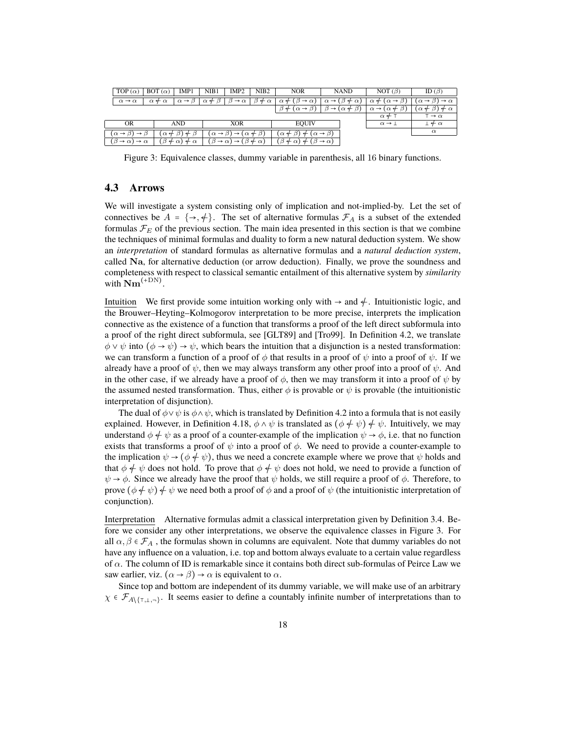| TOP ($\alpha$) | BOT ($\alpha$) | IMP1 | NIB1 | IMP2 | NIB2 | NOR | NAND | NOT ($\beta$) | ID ($\beta$) |
|---|---|---|---|---|---|---|---|---|---|
| $\alpha \to \alpha$ | $\alpha \not\leftarrow \alpha$ | $\alpha \to \beta$ | $\alpha \not\leftarrow \beta$ | $\beta \to \alpha$ | $\beta \not\leftarrow \alpha$ | $\alpha \not\leftarrow (\beta \to \alpha)$ | $\alpha \to (\beta \not\leftarrow \alpha)$ | $\alpha \not\leftarrow (\alpha \to \beta)$ | $(\alpha \to \beta) \to \alpha$ |
| | | | | | | $\beta \not\leftarrow (\alpha \to \beta)$ | $\beta \to (\alpha \not\leftarrow \beta)$ | $\alpha \to (\alpha \not\leftarrow \beta)$ | $(\alpha \not\leftarrow \beta) \not\leftarrow \alpha$ |
| | | | | | | | | $\alpha \not\leftarrow \top$ | $\top \to \alpha$ |
| | | | | | | | | $\alpha \to \bot$ | $\bot \not\leftarrow \alpha$ |
| | | | | | | | | | $\alpha$ |

| OR | AND | XOR | EQUIV |
|---|---|---|---|
| $(\alpha \to \beta) \to \beta$ | $(\alpha \not\leftarrow \beta) \not\leftarrow \beta$ | $(\alpha \to \beta) \to (\alpha \not\leftarrow \beta)$ | $(\alpha \not\leftarrow \beta) \not\leftarrow (\alpha \to \beta)$ |
| $(\beta \to \alpha) \to \alpha$ | $(\beta \not\leftarrow \alpha) \not\leftarrow \alpha$ | $(\beta \to \alpha) \to (\beta \not\leftarrow \alpha)$ | $(\beta \not\leftarrow \alpha) \not\leftarrow (\beta \to \alpha)$ |

Figure 3: Equivalence classes, dummy variable in parenthesis, all 16 binary functions.

### 4.3 Arrows

We will investigate a system consisting only of implication and not-implied-by. Let the set of connectives be $A = \{\to, \not\leftarrow\}$. The set of alternative formulas $\mathcal{F}_A$ is a subset of the extended formulas $\mathcal{F}_E$ of the previous section. The main idea presented in this section is that we combine the techniques of minimal formulas and duality to form a new natural deduction system. We show an *interpretation* of standard formulas as alternative formulas and a *natural deduction system*, called $\mathbf{Na}$, for alternative deduction (or arrow deduction). Finally, we prove the soundness and completeness with respect to classical semantic entailment of this alternative system by *similarity* with $\mathbf{Nm}^{(+\mathrm{DN})}$.

Intuition We first provide some intuition working only with $\to$ and $\not\leftarrow$. Intuitionistic logic, and the Brouwer–Heyting–Kolmogorov interpretation to be more precise, interprets the implication connective as the existence of a function that transforms a proof of the left direct subformula into a proof of the right direct subformula, see [GLT89] and [Tro99]. In Definition 4.2, we translate $\phi \vee \psi$ into $(\phi \to \psi) \to \psi$, which bears the intuition that a disjunction is a nested transformation: we can transform a function of a proof of $\phi$ that results in a proof of $\psi$ into a proof of $\psi$. If we already have a proof of $\psi$, then we may always transform any other proof into a proof of $\psi$. And in the other case, if we already have a proof of $\phi$, then we may transform it into a proof of $\psi$ by the assumed nested transformation. Thus, either $\phi$ is provable or $\psi$ is provable (the intuitionistic interpretation of disjunction).

The dual of $\phi \vee \psi$ is $\phi \wedge \psi$, which is translated by Definition 4.2 into a formula that is not easily explained. However, in Definition 4.18, $\phi \wedge \psi$ is translated as $(\phi \not\leftarrow \psi) \not\leftarrow \psi$. Intuitively, we may understand $\phi \not\leftarrow \psi$ as a proof of a counter-example of the implication $\psi \to \phi$, i.e. that no function exists that transforms a proof of $\psi$ into a proof of $\phi$. We need to provide a counter-example to the implication $\psi \to (\phi \not\leftarrow \psi)$, thus we need a concrete example where we prove that $\psi$ holds and that $\phi \not\leftarrow \psi$ does not hold. To prove that $\phi \not\leftarrow \psi$ does not hold, we need to provide a function of $\psi \to \phi$. Since we already have the proof that $\psi$ holds, we still require a proof of $\phi$. Therefore, to prove $(\phi \not\leftarrow \psi) \not\leftarrow \psi$ we need both a proof of $\phi$ and a proof of $\psi$ (the intuitionistic interpretation of conjunction).

Interpretation Alternative formulas admit a classical interpretation given by Definition 3.4. Before we consider any other interpretations, we observe the equivalence classes in Figure 3. For all $\alpha, \beta \in \mathcal{F}_A$ , the formulas shown in columns are equivalent. Note that dummy variables do not have any influence on a valuation, i.e. top and bottom always evaluate to a certain value regardless of $\alpha$. The column of ID is remarkable since it contains both direct sub-formulas of Peirce Law we saw earlier, viz. $(\alpha \to \beta) \to \alpha$ is equivalent to $\alpha$.

Since top and bottom are independent of its dummy variable, we will make use of an arbitrary $\chi \in \mathcal{F}_{A \setminus \{\top, \bot, \neg\}}$. It seems easier to define a countably infinite number of interpretations than to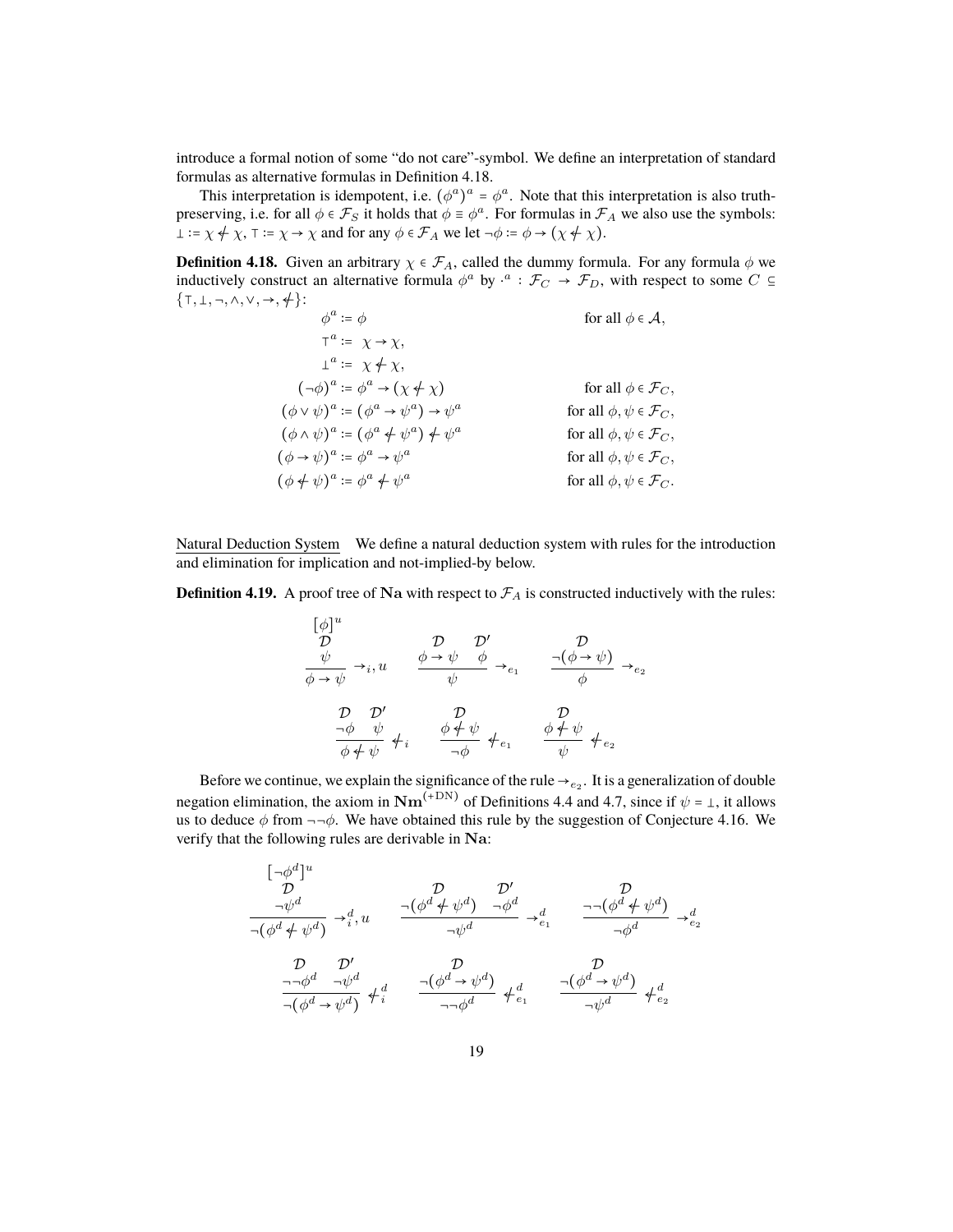introduce a formal notion of some "do not care"-symbol. We define an interpretation of standard formulas as alternative formulas in Definition 4.18.

This interpretation is idempotent, i.e. $(\phi^a)^a = \phi^a$. Note that this interpretation is also truth-preserving, i.e. for all $\phi \in \mathcal{F}_S$ it holds that $\phi \equiv \phi^a$. For formulas in $\mathcal{F}_A$ we also use the symbols: $\bot := \chi \not\leftarrow \chi$, $\top := \chi \to \chi$ and for any $\phi \in \mathcal{F}_A$ we let $\neg\phi := \phi \to (\chi \not\leftarrow \chi)$.

**Definition 4.18.** Given an arbitrary $\chi \in \mathcal{F}_A$, called the dummy formula. For any formula $\phi$ we inductively construct an alternative formula $\phi^a$ by $\cdot^a : \mathcal{F}_C \to \mathcal{F}_D$, with respect to some $C \subseteq \{\top, \bot, \neg, \wedge, \vee, \to, \not\leftarrow\}$:

$$
\begin{aligned}
\phi^a &:= \phi && \text{for all } \phi \in \mathcal{A},\\
\top^a &:= \chi \to \chi, &&\\
\bot^a &:= \chi \not\leftarrow \chi, &&\\
(\neg\phi)^a &:= \phi^a \to (\chi \not\leftarrow \chi) && \text{for all } \phi \in \mathcal{F}_C,\\
(\phi \vee \psi)^a &:= (\phi^a \to \psi^a) \to \psi^a && \text{for all } \phi, \psi \in \mathcal{F}_C,\\
(\phi \wedge \psi)^a &:= (\phi^a \not\leftarrow \psi^a) \not\leftarrow \psi^a && \text{for all } \phi, \psi \in \mathcal{F}_C,\\
(\phi \to \psi)^a &:= \phi^a \to \psi^a && \text{for all } \phi, \psi \in \mathcal{F}_C,\\
(\phi \not\leftarrow \psi)^a &:= \phi^a \not\leftarrow \psi^a && \text{for all } \phi, \psi \in \mathcal{F}_C.
\end{aligned}
$$

Natural Deduction System  We define a natural deduction system with rules for the introduction and elimination for implication and not-implied-by below.

**Definition 4.19.** A proof tree of $\mathbf{Na}$ with respect to $\mathcal{F}_A$ is constructed inductively with the rules:

$$
\dfrac{\begin{matrix}[\phi]^u\\ \mathcal{D}\\ \psi\end{matrix}}{\phi \to \psi} \to_i, u
\qquad
\dfrac{\begin{matrix}\mathcal{D}\\ \phi \to \psi\end{matrix} \quad \begin{matrix}\mathcal{D}'\\ \phi\end{matrix}}{\psi} \to_{e_1}
\qquad
\dfrac{\begin{matrix}\mathcal{D}\\ \neg(\phi \to \psi)\end{matrix}}{\phi} \to_{e_2}
$$

$$
\dfrac{\begin{matrix}\mathcal{D}\\ \neg\phi\end{matrix} \quad \begin{matrix}\mathcal{D}'\\ \psi\end{matrix}}{\phi \not\leftarrow \psi} \not\leftarrow_i
\qquad
\dfrac{\begin{matrix}\mathcal{D}\\ \phi \not\leftarrow \psi\end{matrix}}{\neg\phi} \not\leftarrow_{e_1}
\qquad
\dfrac{\begin{matrix}\mathcal{D}\\ \phi \not\leftarrow \psi\end{matrix}}{\psi} \not\leftarrow_{e_2}
$$

Before we continue, we explain the significance of the rule $\to_{e_2}$. It is a generalization of double negation elimination, the axiom in $\mathbf{Nm}^{(+\mathrm{DN})}$ of Definitions 4.4 and 4.7, since if $\psi = \bot$, it allows us to deduce $\phi$ from $\neg\neg\phi$. We have obtained this rule by the suggestion of Conjecture 4.16. We verify that the following rules are derivable in $\mathbf{Na}$:

$$
\dfrac{\begin{matrix}[\neg\phi^d]^u\\ \mathcal{D}\\ \neg\psi^d\end{matrix}}{\neg(\phi^d \not\leftarrow \psi^d)} \to_i^d, u
\qquad
\dfrac{\begin{matrix}\mathcal{D}\\ \neg(\phi^d \not\leftarrow \psi^d)\end{matrix} \quad \begin{matrix}\mathcal{D}'\\ \neg\phi^d\end{matrix}}{\neg\psi^d} \to_{e_1}^d
\qquad
\dfrac{\begin{matrix}\mathcal{D}\\ \neg\neg(\phi^d \not\leftarrow \psi^d)\end{matrix}}{\neg\phi^d} \to_{e_2}^d
$$

$$
\dfrac{\begin{matrix}\mathcal{D}\\ \neg\neg\phi^d\end{matrix} \quad \begin{matrix}\mathcal{D}'\\ \neg\psi^d\end{matrix}}{\neg(\phi^d \to \psi^d)} \not\leftarrow_i^d
\qquad
\dfrac{\begin{matrix}\mathcal{D}\\ \neg(\phi^d \to \psi^d)\end{matrix}}{\neg\neg\phi^d} \not\leftarrow_{e_1}^d
\qquad
\dfrac{\begin{matrix}\mathcal{D}\\ \neg(\phi^d \to \psi^d)\end{matrix}}{\neg\psi^d} \not\leftarrow_{e_2}^d
$$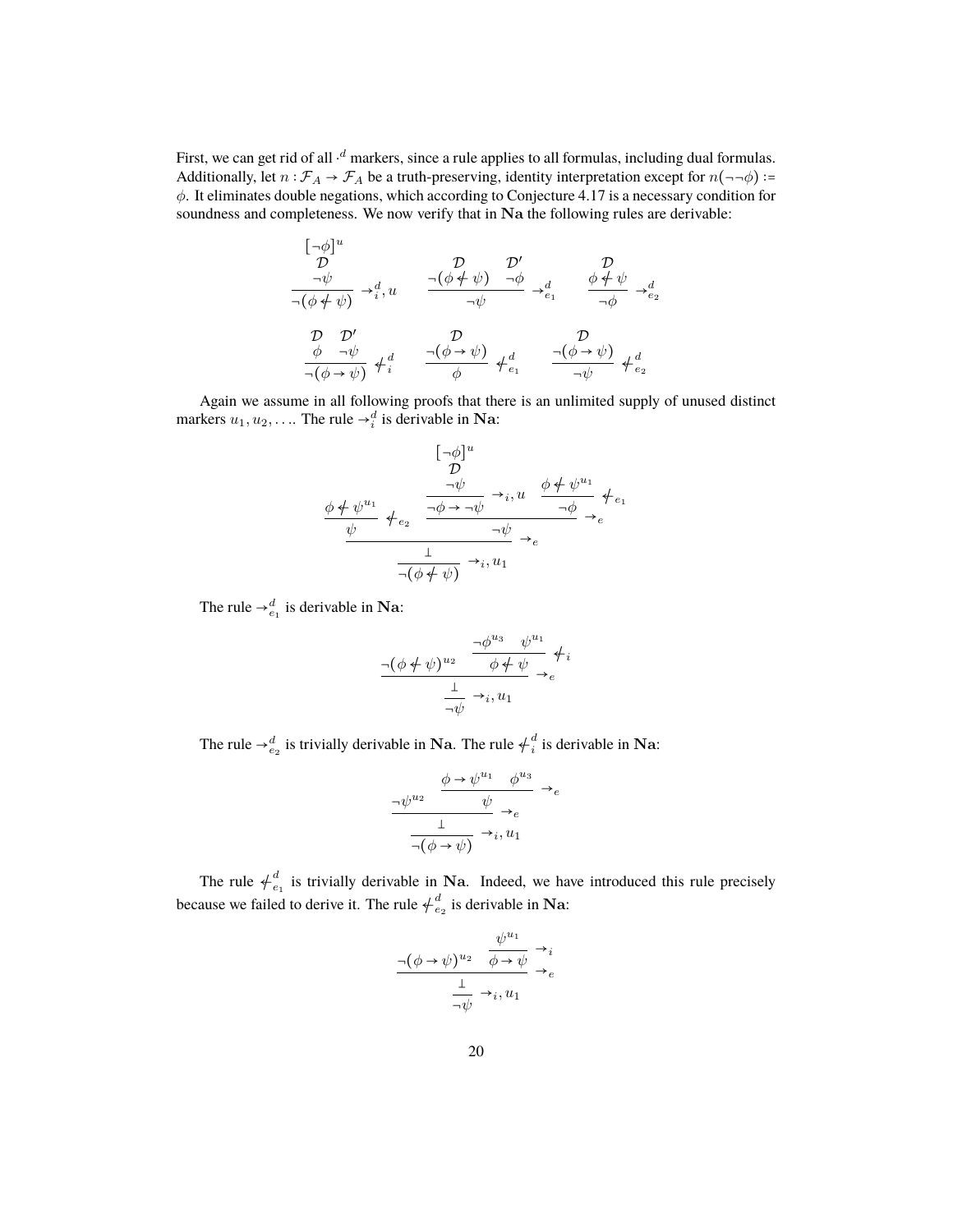First, we can get rid of all $\cdot^d$ markers, since a rule applies to all formulas, including dual formulas. Additionally, let $n : \mathcal{F}_A \to \mathcal{F}_A$ be a truth-preserving, identity interpretation except for $n(\neg\neg\phi) := \phi$. It eliminates double negations, which according to Conjecture 4.17 is a necessary condition for soundness and completeness. We now verify that in $\mathbf{Na}$ the following rules are derivable:

$$
\dfrac{\begin{matrix}[\neg\phi]^u \\ \mathcal{D} \\ \neg\psi\end{matrix}}{\neg(\phi \not\leftarrow \psi)} \to_i^d, u
\qquad
\dfrac{\begin{matrix}\mathcal{D} \\ \neg(\phi \not\leftarrow \psi)\end{matrix} \quad \begin{matrix}\mathcal{D}' \\ \neg\phi\end{matrix}}{\neg\psi} \to_{e_1}^d
\qquad
\dfrac{\begin{matrix}\mathcal{D} \\ \phi \not\leftarrow \psi\end{matrix}}{\neg\phi} \to_{e_2}^d
$$

$$
\dfrac{\begin{matrix}\mathcal{D} \\ \phi\end{matrix} \quad \begin{matrix}\mathcal{D}' \\ \neg\psi\end{matrix}}{\neg(\phi \to \psi)} \not\leftarrow_i^d
\qquad
\dfrac{\begin{matrix}\mathcal{D} \\ \neg(\phi \to \psi)\end{matrix}}{\phi} \not\leftarrow_{e_1}^d
\qquad
\dfrac{\begin{matrix}\mathcal{D} \\ \neg(\phi \to \psi)\end{matrix}}{\neg\psi} \not\leftarrow_{e_2}^d
$$

Again we assume in all following proofs that there is an unlimited supply of unused distinct markers $u_1, u_2, \ldots$. The rule $\to_i^d$ is derivable in $\mathbf{Na}$:

$$
\dfrac{\dfrac{\phi \not\leftarrow \psi^{u_1}}{\psi} \not\leftarrow_{e_2} \quad \dfrac{\dfrac{\begin{matrix}[\neg\phi]^u \\ \mathcal{D} \\ \neg\psi\end{matrix}}{\neg\phi \to \neg\psi} \to_i, u \quad \dfrac{\phi \not\leftarrow \psi^{u_1}}{\neg\phi} \not\leftarrow_{e_1}}{\neg\psi} \to_e}{\dfrac{\bot}{\neg(\phi \not\leftarrow \psi)} \to_i, u_1} \to_e
$$

The rule $\to_{e_1}^d$ is derivable in $\mathbf{Na}$:

$$
\dfrac{\dfrac{\neg(\phi \not\leftarrow \psi)^{u_2} \quad \dfrac{\neg\phi^{u_3} \quad \psi^{u_1}}{\phi \not\leftarrow \psi} \not\leftarrow_i}{\bot} \to_e}{\neg\psi} \to_i, u_1
$$

The rule $\to_{e_2}^d$ is trivially derivable in $\mathbf{Na}$. The rule $\not\leftarrow_i^d$ is derivable in $\mathbf{Na}$:

$$
\dfrac{\dfrac{\neg\psi^{u_2} \quad \dfrac{\phi \to \psi^{u_1} \quad \phi^{u_3}}{\psi} \to_e}{\bot} \to_e}{\neg(\phi \to \psi)} \to_i, u_1
$$

The rule $\not\leftarrow_{e_1}^d$ is trivially derivable in $\mathbf{Na}$. Indeed, we have introduced this rule precisely because we failed to derive it. The rule $\not\leftarrow_{e_2}^d$ is derivable in $\mathbf{Na}$:

$$
\dfrac{\dfrac{\neg(\phi \to \psi)^{u_2} \quad \dfrac{\psi^{u_1}}{\phi \to \psi} \to_i}{\bot} \to_e}{\neg\psi} \to_i, u_1
$$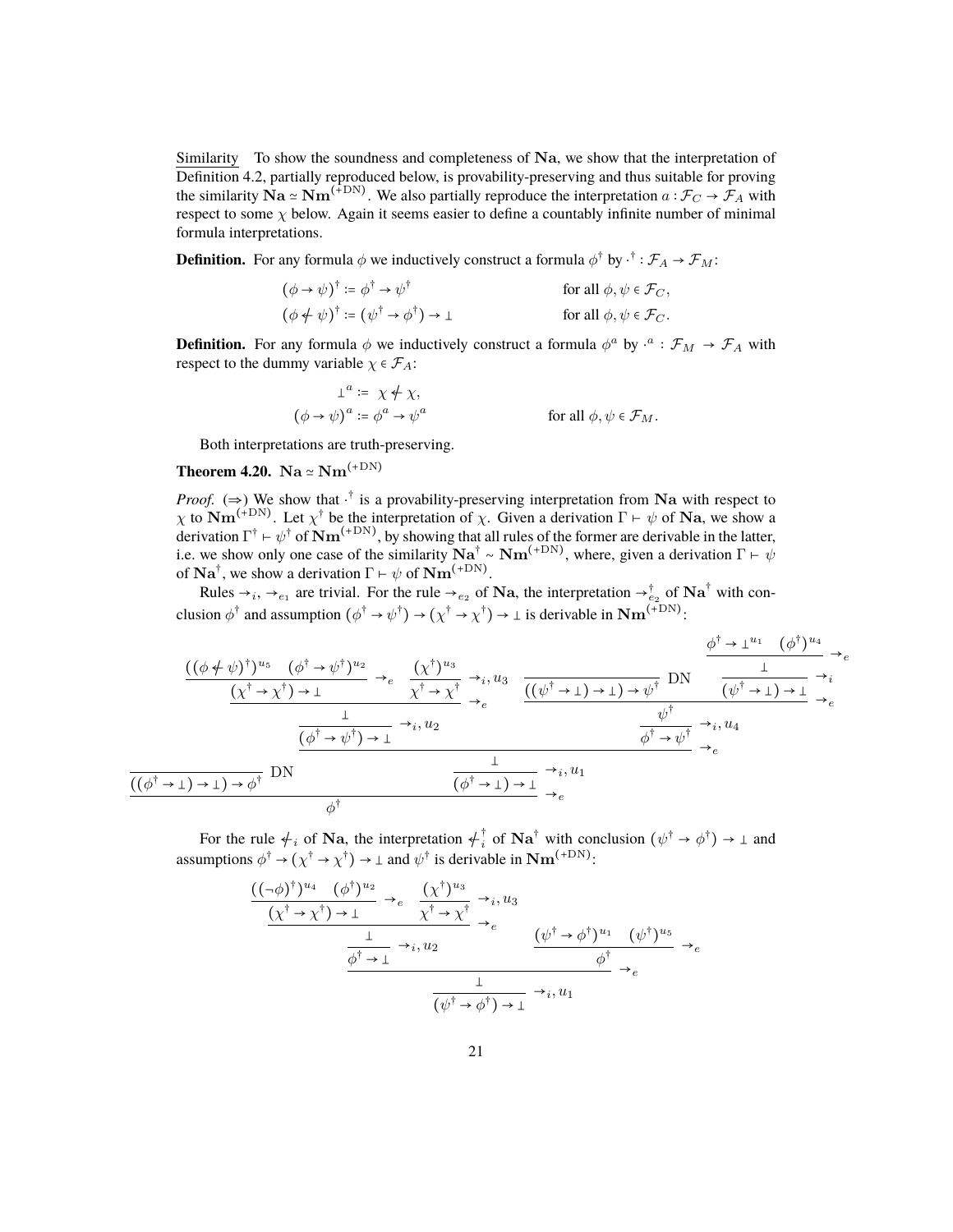Similarity  To show the soundness and completeness of $\mathbf{Na}$, we show that the interpretation of Definition 4.2, partially reproduced below, is provability-preserving and thus suitable for proving the similarity $\mathbf{Na} \simeq \mathbf{Nm}^{(+\mathrm{DN})}$. We also partially reproduce the interpretation $a : \mathcal{F}_C \to \mathcal{F}_A$ with respect to some $\chi$ below. Again it seems easier to define a countably infinite number of minimal formula interpretations.

**Definition.** For any formula $\phi$ we inductively construct a formula $\phi^\dagger$ by $\cdot^\dagger : \mathcal{F}_A \to \mathcal{F}_M$:

$$
\begin{aligned}
(\phi \to \psi)^\dagger &:= \phi^\dagger \to \psi^\dagger && \text{for all } \phi, \psi \in \mathcal{F}_C,\\
(\phi \not\leftarrow \psi)^\dagger &:= (\psi^\dagger \to \phi^\dagger) \to \bot && \text{for all } \phi, \psi \in \mathcal{F}_C.
\end{aligned}
$$

**Definition.** For any formula $\phi$ we inductively construct a formula $\phi^a$ by $\cdot^a : \mathcal{F}_M \to \mathcal{F}_A$ with respect to the dummy variable $\chi \in \mathcal{F}_A$:

$$
\begin{aligned}
\bot^a &:= \chi \not\leftarrow \chi,\\
(\phi \to \psi)^a &:= \phi^a \to \psi^a && \text{for all } \phi, \psi \in \mathcal{F}_M.
\end{aligned}
$$

Both interpretations are truth-preserving.

**Theorem 4.20.** $\mathbf{Na} \simeq \mathbf{Nm}^{(+\mathrm{DN})}$

*Proof.* ($\Rightarrow$) We show that $\cdot^\dagger$ is a provability-preserving interpretation from $\mathbf{Na}$ with respect to $\chi$ to $\mathbf{Nm}^{(+\mathrm{DN})}$. Let $\chi^\dagger$ be the interpretation of $\chi$. Given a derivation $\Gamma \vdash \psi$ of $\mathbf{Na}$, we show a derivation $\Gamma^\dagger \vdash \psi^\dagger$ of $\mathbf{Nm}^{(+\mathrm{DN})}$, by showing that all rules of the former are derivable in the latter, i.e. we show only one case of the similarity $\mathbf{Na}^\dagger \sim \mathbf{Nm}^{(+\mathrm{DN})}$, where, given a derivation $\Gamma \vdash \psi$ of $\mathbf{Na}^\dagger$, we show a derivation $\Gamma \vdash \psi$ of $\mathbf{Nm}^{(+\mathrm{DN})}$.

Rules $\to_i$, $\to_{e_1}$ are trivial. For the rule $\to_{e_2}$ of $\mathbf{Na}$, the interpretation $\to_{e_2}^\dagger$ of $\mathbf{Na}^\dagger$ with conclusion $\phi^\dagger$ and assumption $(\phi^\dagger \to \psi^\dagger) \to (\chi^\dagger \to \chi^\dagger) \to \bot$ is derivable in $\mathbf{Nm}^{(+\mathrm{DN})}$:

$$
\dfrac{
\dfrac{}{((\phi^\dagger \to \bot) \to \bot) \to \phi^\dagger}\,\mathrm{DN}
\qquad
\dfrac{
\dfrac{
\dfrac{
\dfrac{((\phi \not\leftarrow \psi)^\dagger)^{u_5} \quad (\phi^\dagger \to \psi^\dagger)^{u_2}}{(\chi^\dagger \to \chi^\dagger) \to \bot}\,\to_e
\quad
\dfrac{(\chi^\dagger)^{u_3}}{\chi^\dagger \to \chi^\dagger}\,\to_i, u_3
}{\bot}\,\to_e
}{(\phi^\dagger \to \psi^\dagger) \to \bot}\,\to_i, u_2
\quad
\dfrac{
\dfrac{
\dfrac{}{((\psi^\dagger \to \bot) \to \bot) \to \psi^\dagger}\,\mathrm{DN}
\quad
\dfrac{\dfrac{\phi^\dagger \to \bot^{u_1} \quad (\phi^\dagger)^{u_4}}{\bot}\,\to_e}{(\psi^\dagger \to \bot) \to \bot}\,\to_i
}{\psi^\dagger}\,\to_e
}{\phi^\dagger \to \psi^\dagger}\,\to_i, u_4
}{
\dfrac{\bot}{(\phi^\dagger \to \bot) \to \bot}\,\to_i, u_1
}\,\to_e
}{\phi^\dagger}\,\to_e
$$

For the rule $\not\leftarrow_i$ of $\mathbf{Na}$, the interpretation $\not\leftarrow_i^\dagger$ of $\mathbf{Na}^\dagger$ with conclusion $(\psi^\dagger \to \phi^\dagger) \to \bot$ and assumptions $\phi^\dagger \to (\chi^\dagger \to \chi^\dagger) \to \bot$ and $\psi^\dagger$ is derivable in $\mathbf{Nm}^{(+\mathrm{DN})}$:

$$
\dfrac{
\dfrac{
\dfrac{
\dfrac{((\neg\phi)^\dagger)^{u_4} \quad (\phi^\dagger)^{u_2}}{(\chi^\dagger \to \chi^\dagger) \to \bot}\,\to_e
\quad
\dfrac{(\chi^\dagger)^{u_3}}{\chi^\dagger \to \chi^\dagger}\,\to_i, u_3
}{\bot}\,\to_e
}{\phi^\dagger \to \bot}\,\to_i, u_2
\qquad
\dfrac{(\psi^\dagger \to \phi^\dagger)^{u_1} \quad (\psi^\dagger)^{u_5}}{\phi^\dagger}\,\to_e
}{
\dfrac{\bot}{(\psi^\dagger \to \phi^\dagger) \to \bot}\,\to_i, u_1
}\,\to_e
$$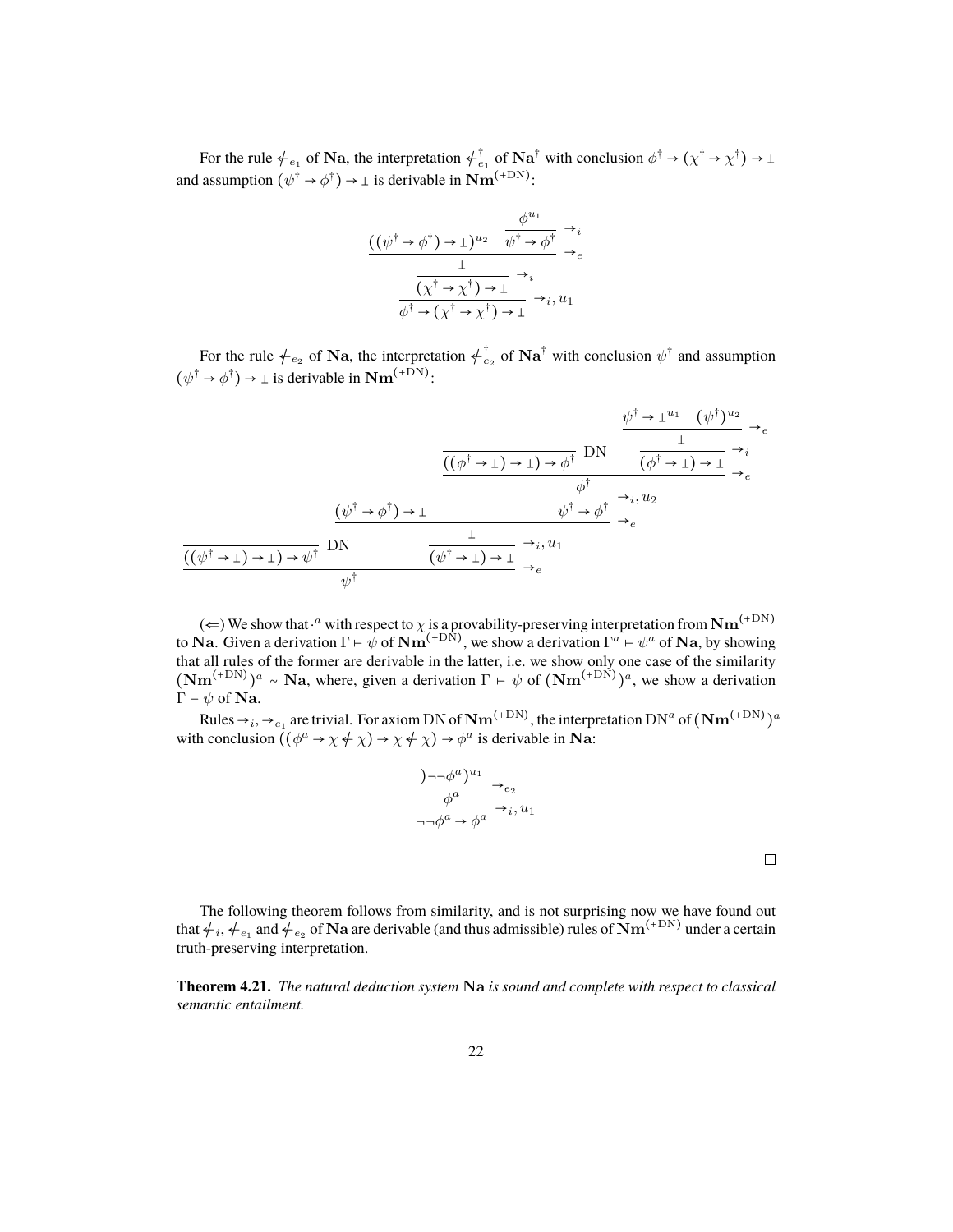For the rule $\not\leftarrow_{e_1}$ of **Na**, the interpretation $\not\leftarrow_{e_1}^{\dagger}$ of $\mathbf{Na}^{\dagger}$ with conclusion $\phi^{\dagger} \to (\chi^{\dagger} \to \chi^{\dagger}) \to \bot$ and assumption $(\psi^{\dagger} \to \phi^{\dagger}) \to \bot$ is derivable in $\mathbf{Nm}^{(+\mathrm{DN})}$:

$$
\dfrac{\dfrac{\dfrac{((\psi^{\dagger} \to \phi^{\dagger}) \to \bot)^{u_2} \qquad \dfrac{\phi^{u_1}}{\psi^{\dagger} \to \phi^{\dagger}} \to_i}{\bot} \to_e}{(\chi^{\dagger} \to \chi^{\dagger}) \to \bot} \to_i}{\phi^{\dagger} \to (\chi^{\dagger} \to \chi^{\dagger}) \to \bot} \to_i, u_1
$$

For the rule $\not\leftarrow_{e_2}$ of **Na**, the interpretation $\not\leftarrow_{e_2}^{\dagger}$ of $\mathbf{Na}^{\dagger}$ with conclusion $\psi^{\dagger}$ and assumption $(\psi^{\dagger} \to \phi^{\dagger}) \to \bot$ is derivable in $\mathbf{Nm}^{(+\mathrm{DN})}$:

$$
\dfrac{\dfrac{}{((\psi^{\dagger} \to \bot) \to \bot) \to \psi^{\dagger}}\ \mathrm{DN} \qquad \dfrac{\dfrac{(\psi^{\dagger} \to \phi^{\dagger}) \to \bot \qquad \dfrac{\dfrac{\dfrac{}{((\phi^{\dagger} \to \bot) \to \bot) \to \phi^{\dagger}}\ \mathrm{DN} \qquad \dfrac{\dfrac{\psi^{\dagger} \to \bot^{u_1} \quad (\psi^{\dagger})^{u_2}}{\bot} \to_e}{(\phi^{\dagger} \to \bot) \to \bot} \to_i}{\phi^{\dagger}} \to_e}{\psi^{\dagger} \to \phi^{\dagger}} \to_i, u_2}{\bot} \to_e}{(\psi^{\dagger} \to \bot) \to \bot} \to_i, u_1}{\psi^{\dagger}} \to_e
$$

($\Leftarrow$) We show that $\cdot^{a}$ with respect to $\chi$ is a provability-preserving interpretation from $\mathbf{Nm}^{(+\mathrm{DN})}$ to **Na**. Given a derivation $\Gamma \vdash \psi$ of $\mathbf{Nm}^{(+\mathrm{DN})}$, we show a derivation $\Gamma^{a} \vdash \psi^{a}$ of **Na**, by showing that all rules of the former are derivable in the latter, i.e. we show only one case of the similarity $(\mathbf{Nm}^{(+\mathrm{DN})})^{a} \sim \mathbf{Na}$, where, given a derivation $\Gamma \vdash \psi$ of $(\mathbf{Nm}^{(+\mathrm{DN})})^{a}$, we show a derivation $\Gamma \vdash \psi$ of **Na**.

Rules $\to_i, \to_{e_1}$ are trivial. For axiom DN of $\mathbf{Nm}^{(+\mathrm{DN})}$, the interpretation $\mathrm{DN}^{a}$ of $(\mathbf{Nm}^{(+\mathrm{DN})})^{a}$ with conclusion $((\phi^{a} \to \chi \not\leftarrow \chi) \to \chi \not\leftarrow \chi) \to \phi^{a}$ is derivable in **Na**:

$$
\dfrac{\dfrac{)\neg\neg\phi^{a})^{u_1}}{\phi^{a}} \to_{e_2}}{\neg\neg\phi^{a} \to \phi^{a}} \to_i, u_1
$$

□

The following theorem follows from similarity, and is not surprising now we have found out that $\not\leftarrow_i$, $\not\leftarrow_{e_1}$ and $\not\leftarrow_{e_2}$ of **Na** are derivable (and thus admissible) rules of $\mathbf{Nm}^{(+\mathrm{DN})}$ under a certain truth-preserving interpretation.

**Theorem 4.21.** *The natural deduction system* **Na** *is sound and complete with respect to classical semantic entailment.*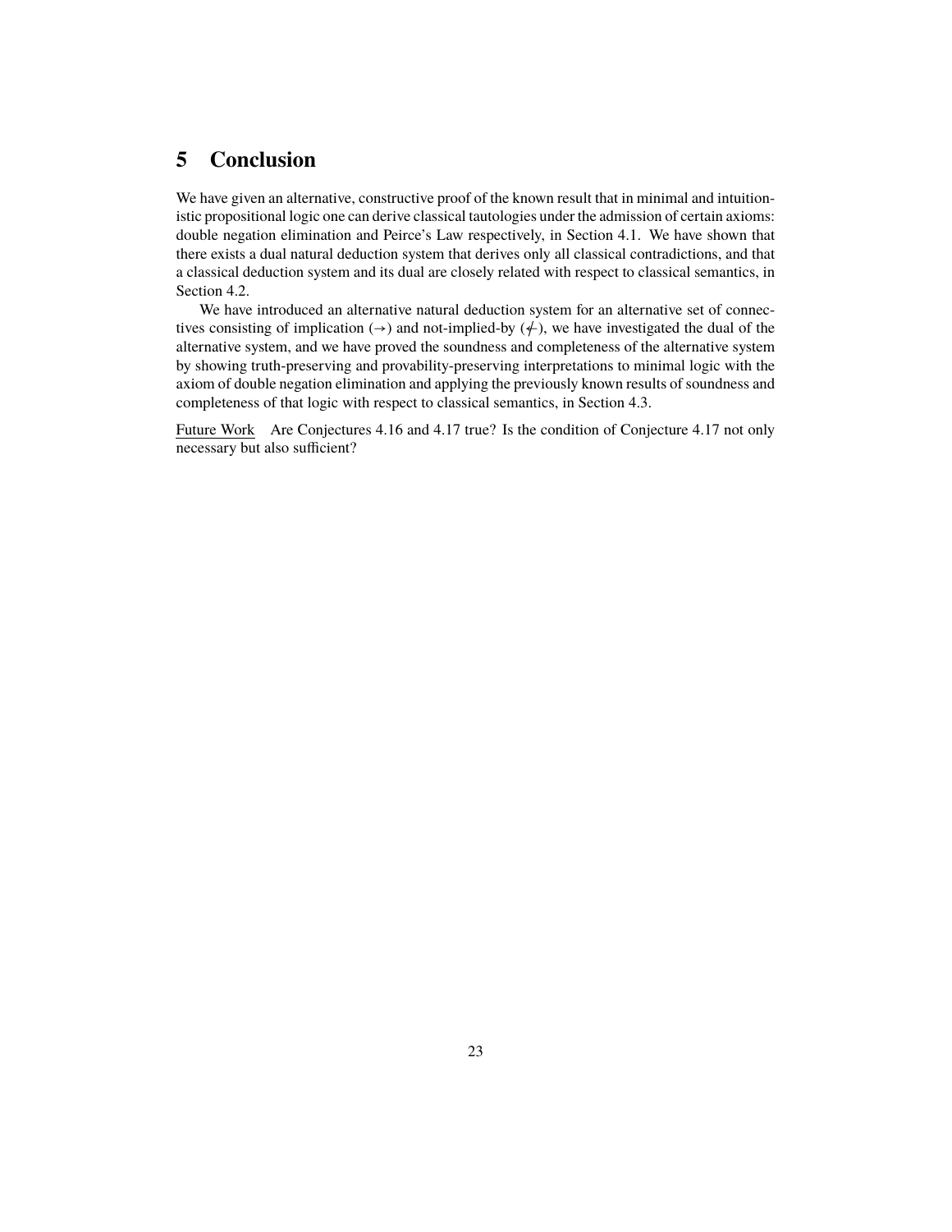# 5 Conclusion

We have given an alternative, constructive proof of the known result that in minimal and intuitionistic propositional logic one can derive classical tautologies under the admission of certain axioms: double negation elimination and Peirce's Law respectively, in Section 4.1. We have shown that there exists a dual natural deduction system that derives only all classical contradictions, and that a classical deduction system and its dual are closely related with respect to classical semantics, in Section 4.2.

We have introduced an alternative natural deduction system for an alternative set of connectives consisting of implication ($\rightarrow$) and not-implied-by ($\not\leftarrow$), we have investigated the dual of the alternative system, and we have proved the soundness and completeness of the alternative system by showing truth-preserving and provability-preserving interpretations to minimal logic with the axiom of double negation elimination and applying the previously known results of soundness and completeness of that logic with respect to classical semantics, in Section 4.3.

Future Work Are Conjectures 4.16 and 4.17 true? Is the condition of Conjecture 4.17 not only necessary but also sufficient?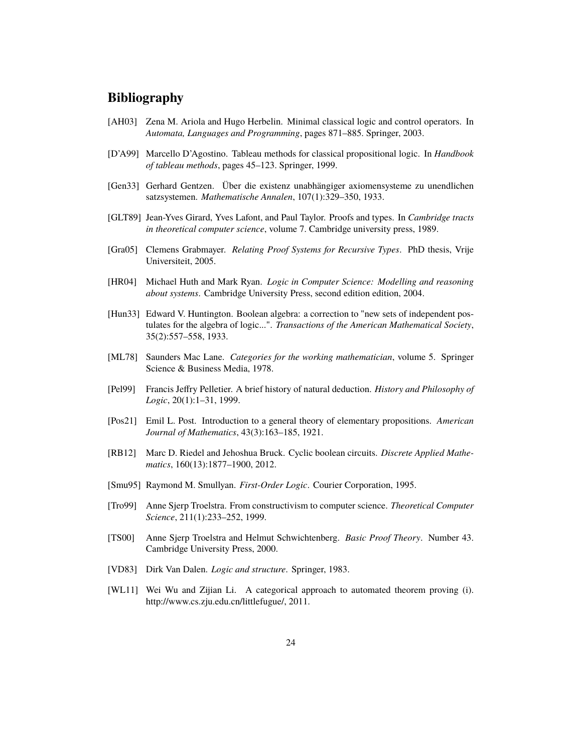# Bibliography

[AH03] Zena M. Ariola and Hugo Herbelin. Minimal classical logic and control operators. In *Automata, Languages and Programming*, pages 871–885. Springer, 2003.

[D'A99] Marcello D'Agostino. Tableau methods for classical propositional logic. In *Handbook of tableau methods*, pages 45–123. Springer, 1999.

[Gen33] Gerhard Gentzen. Über die existenz unabhängiger axiomensysteme zu unendlichen satzsystemen. *Mathematische Annalen*, 107(1):329–350, 1933.

[GLT89] Jean-Yves Girard, Yves Lafont, and Paul Taylor. Proofs and types. In *Cambridge tracts in theoretical computer science*, volume 7. Cambridge university press, 1989.

[Gra05] Clemens Grabmayer. *Relating Proof Systems for Recursive Types*. PhD thesis, Vrije Universiteit, 2005.

[HR04] Michael Huth and Mark Ryan. *Logic in Computer Science: Modelling and reasoning about systems*. Cambridge University Press, second edition edition, 2004.

[Hun33] Edward V. Huntington. Boolean algebra: a correction to "new sets of independent postulates for the algebra of logic...". *Transactions of the American Mathematical Society*, 35(2):557–558, 1933.

[ML78] Saunders Mac Lane. *Categories for the working mathematician*, volume 5. Springer Science & Business Media, 1978.

[Pel99] Francis Jeffry Pelletier. A brief history of natural deduction. *History and Philosophy of Logic*, 20(1):1–31, 1999.

[Pos21] Emil L. Post. Introduction to a general theory of elementary propositions. *American Journal of Mathematics*, 43(3):163–185, 1921.

[RB12] Marc D. Riedel and Jehoshua Bruck. Cyclic boolean circuits. *Discrete Applied Mathematics*, 160(13):1877–1900, 2012.

[Smu95] Raymond M. Smullyan. *First-Order Logic*. Courier Corporation, 1995.

[Tro99] Anne Sjerp Troelstra. From constructivism to computer science. *Theoretical Computer Science*, 211(1):233–252, 1999.

[TS00] Anne Sjerp Troelstra and Helmut Schwichtenberg. *Basic Proof Theory*. Number 43. Cambridge University Press, 2000.

[VD83] Dirk Van Dalen. *Logic and structure*. Springer, 1983.

[WL11] Wei Wu and Zijian Li. A categorical approach to automated theorem proving (i). http://www.cs.zju.edu.cn/littlefugue/, 2011.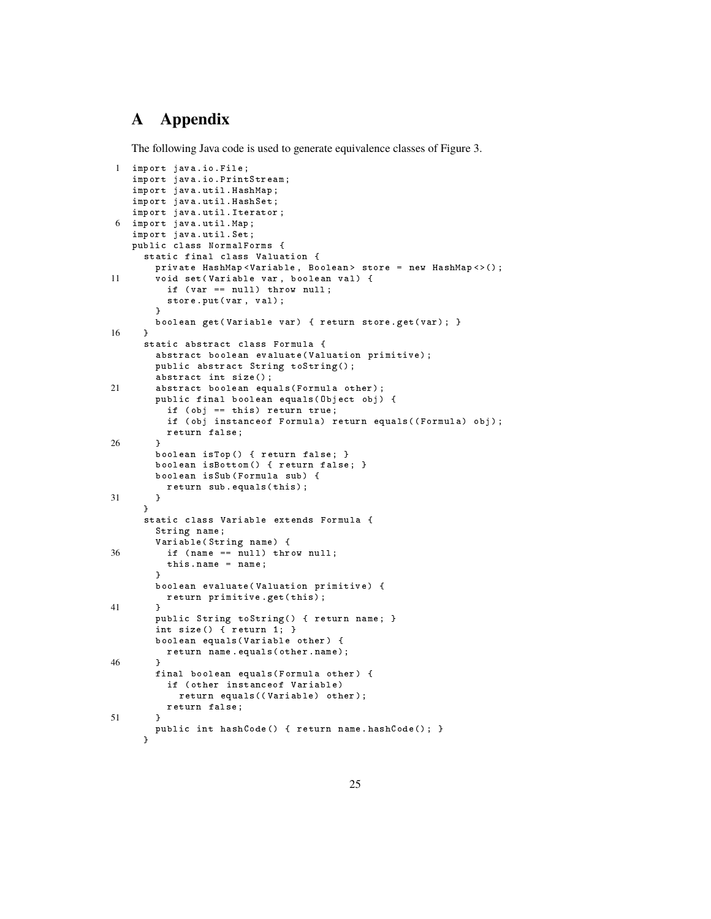# A Appendix

The following Java code is used to generate equivalence classes of Figure 3.

```
import java.io.File;
import java.io.PrintStream;
import java.util.HashMap;
import java.util.HashSet;
import java.util.Iterator;
import java.util.Map;
import java.util.Set;
public class NormalForms {
  static final class Valuation {
    private HashMap<Variable, Boolean> store = new HashMap<>();
    void set(Variable var, boolean val) {
      if (var == null) throw null;
      store.put(var, val);
    }
    boolean get(Variable var) { return store.get(var); }
  }
  static abstract class Formula {
    abstract boolean evaluate(Valuation primitive);
    public abstract String toString();
    abstract int size();
    abstract boolean equals(Formula other);
    public final boolean equals(Object obj) {
      if (obj == this) return true;
      if (obj instanceof Formula) return equals((Formula) obj);
      return false;
    }
    boolean isTop() { return false; }
    boolean isBottom() { return false; }
    boolean isSub(Formula sub) {
      return sub.equals(this);
    }
  }
  static class Variable extends Formula {
    String name;
    Variable(String name) {
      if (name == null) throw null;
      this.name = name;
    }
    boolean evaluate(Valuation primitive) {
      return primitive.get(this);
    }
    public String toString() { return name; }
    int size() { return 1; }
    boolean equals(Variable other) {
      return name.equals(other.name);
    }
    final boolean equals(Formula other) {
      if (other instanceof Variable)
        return equals((Variable) other);
      return false;
    }
    public int hashCode() { return name.hashCode(); }
  }
```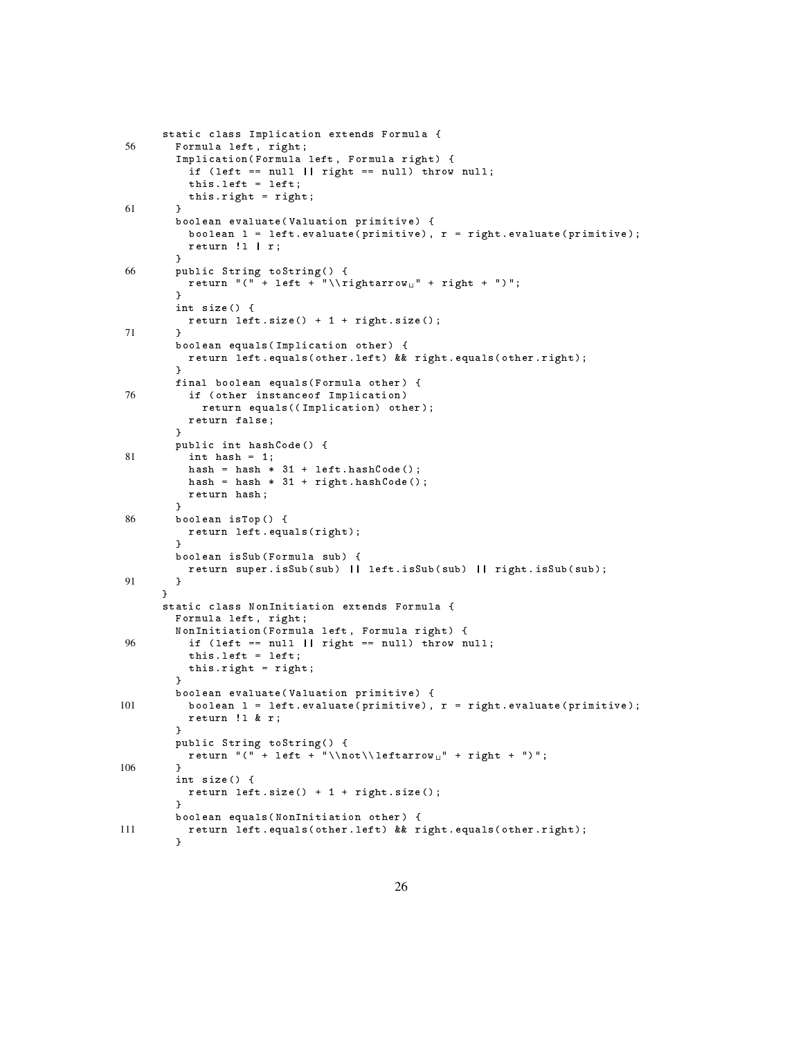```
    static class Implication extends Formula {
56    Formula left, right;
      Implication(Formula left, Formula right) {
        if (left == null || right == null) throw null;
        this.left = left;
        this.right = right;
61    }
      boolean evaluate(Valuation primitive) {
        boolean l = left.evaluate(primitive), r = right.evaluate(primitive);
        return !l | r;
      }
66    public String toString() {
        return "(" + left + "\\rightarrow␣" + right + ")";
      }
      int size() {
        return left.size() + 1 + right.size();
71    }
      boolean equals(Implication other) {
        return left.equals(other.left) && right.equals(other.right);
      }
      final boolean equals(Formula other) {
76      if (other instanceof Implication)
          return equals((Implication) other);
        return false;
      }
      public int hashCode() {
81      int hash = 1;
        hash = hash * 31 + left.hashCode();
        hash = hash * 31 + right.hashCode();
        return hash;
      }
86    boolean isTop() {
        return left.equals(right);
      }
      boolean isSub(Formula sub) {
        return super.isSub(sub) || left.isSub(sub) || right.isSub(sub);
91    }
    }
    static class NonInitiation extends Formula {
      Formula left, right;
      NonInitiation(Formula left, Formula right) {
96      if (left == null || right == null) throw null;
        this.left = left;
        this.right = right;
      }
      boolean evaluate(Valuation primitive) {
101     boolean l = left.evaluate(primitive), r = right.evaluate(primitive);
        return !l & r;
      }
      public String toString() {
        return "(" + left + "\\not\\leftarrow␣" + right + ")";
106   }
      int size() {
        return left.size() + 1 + right.size();
      }
      boolean equals(NonInitiation other) {
111     return left.equals(other.left) && right.equals(other.right);
      }
```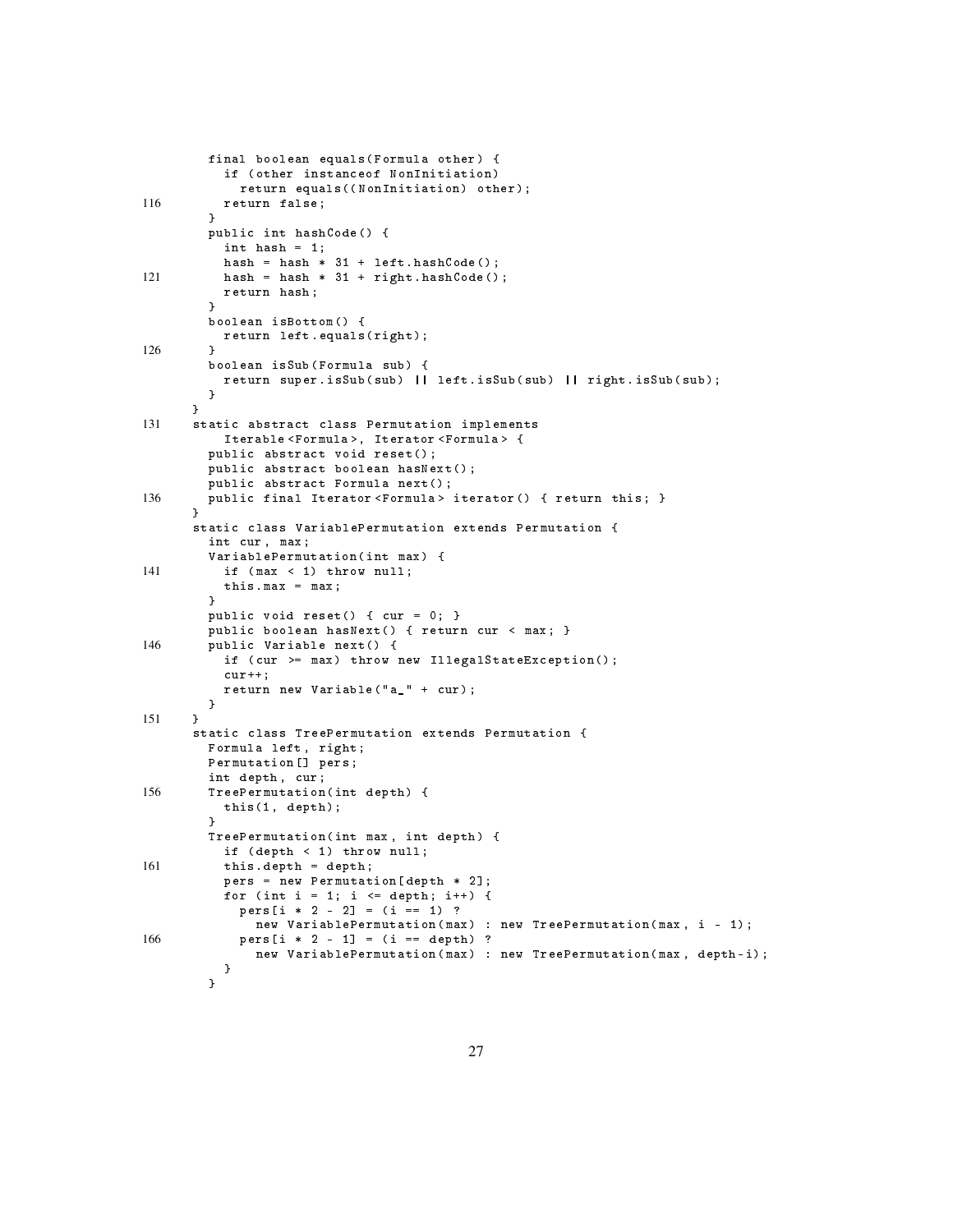```
      final boolean equals(Formula other) {
        if (other instanceof NonInitiation)
          return equals((NonInitiation) other);
116     return false;
      }
      public int hashCode() {
        int hash = 1;
        hash = hash * 31 + left.hashCode();
121     hash = hash * 31 + right.hashCode();
        return hash;
      }
      boolean isBottom() {
        return left.equals(right);
126   }
      boolean isSub(Formula sub) {
        return super.isSub(sub) || left.isSub(sub) || right.isSub(sub);
      }
    }
131 static abstract class Permutation implements
        Iterable<Formula>, Iterator<Formula> {
      public abstract void reset();
      public abstract boolean hasNext();
      public abstract Formula next();
136   public final Iterator<Formula> iterator() { return this; }
    }
    static class VariablePermutation extends Permutation {
      int cur, max;
      VariablePermutation(int max) {
141     if (max < 1) throw null;
        this.max = max;
      }
      public void reset() { cur = 0; }
      public boolean hasNext() { return cur < max; }
146   public Variable next() {
        if (cur >= max) throw new IllegalStateException();
        cur++;
        return new Variable("a_" + cur);
      }
151 }
    static class TreePermutation extends Permutation {
      Formula left, right;
      Permutation[] pers;
      int depth, cur;
156   TreePermutation(int depth) {
        this(1, depth);
      }
      TreePermutation(int max, int depth) {
        if (depth < 1) throw null;
161     this.depth = depth;
        pers = new Permutation[depth * 2];
        for (int i = 1; i <= depth; i++) {
          pers[i * 2 - 2] = (i == 1) ?
            new VariablePermutation(max) : new TreePermutation(max, i - 1);
166       pers[i * 2 - 1] = (i == depth) ?
            new VariablePermutation(max) : new TreePermutation(max, depth-i);
        }
      }
```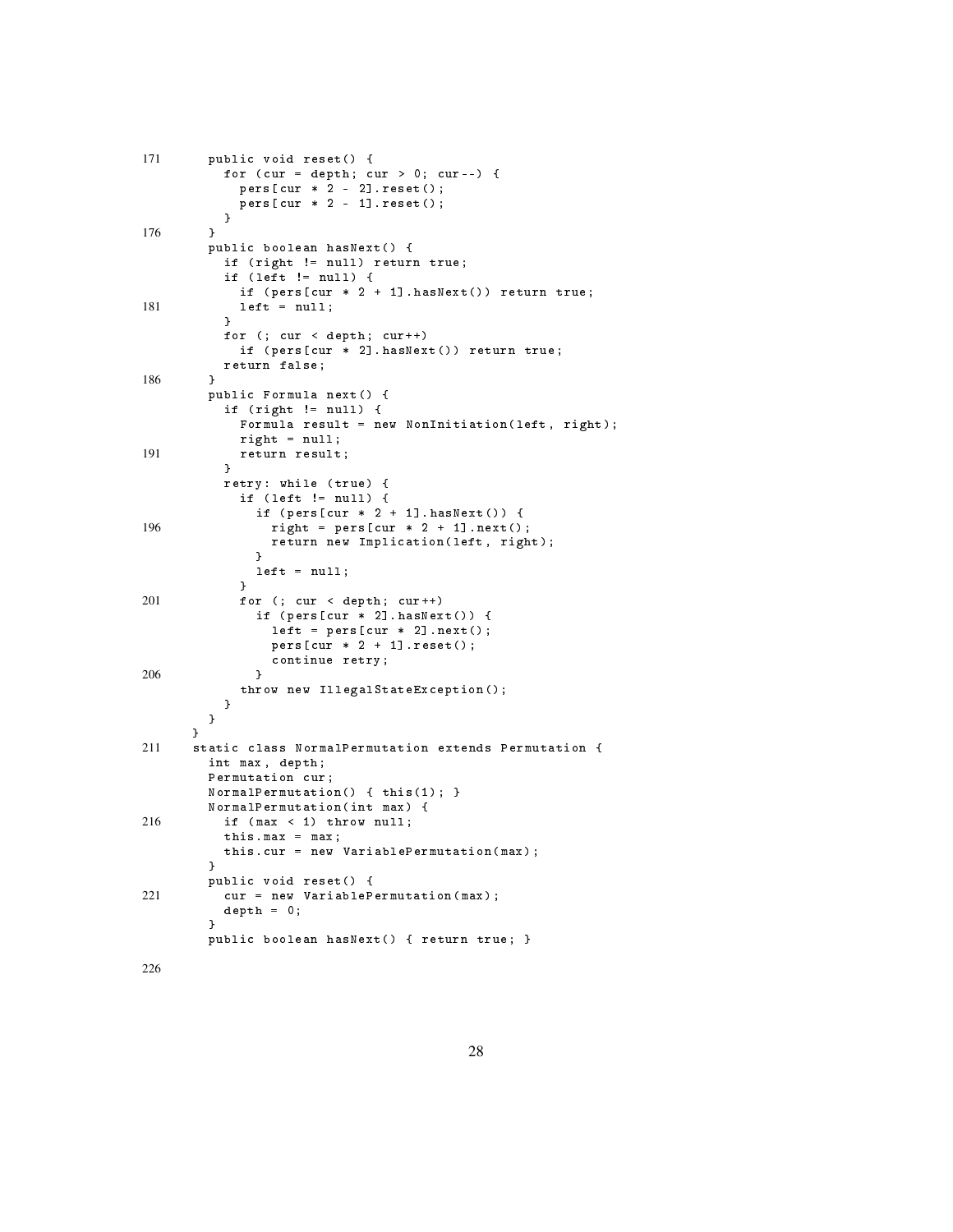```
      public void reset() {
        for (cur = depth; cur > 0; cur--) {
          pers[cur * 2 - 2].reset();
          pers[cur * 2 - 1].reset();
        }
      }
      public boolean hasNext() {
        if (right != null) return true;
        if (left != null) {
          if (pers[cur * 2 + 1].hasNext()) return true;
          left = null;
        }
        for (; cur < depth; cur++)
          if (pers[cur * 2].hasNext()) return true;
        return false;
      }
      public Formula next() {
        if (right != null) {
          Formula result = new NonInitiation(left, right);
          right = null;
          return result;
        }
        retry: while (true) {
          if (left != null) {
            if (pers[cur * 2 + 1].hasNext()) {
              right = pers[cur * 2 + 1].next();
              return new Implication(left, right);
            }
            left = null;
          }
          for (; cur < depth; cur++)
            if (pers[cur * 2].hasNext()) {
              left = pers[cur * 2].next();
              pers[cur * 2 + 1].reset();
              continue retry;
            }
          throw new IllegalStateException();
        }
      }
    }
    static class NormalPermutation extends Permutation {
      int max, depth;
      Permutation cur;
      NormalPermutation() { this(1); }
      NormalPermutation(int max) {
        if (max < 1) throw null;
        this.max = max;
        this.cur = new VariablePermutation(max);
      }
      public void reset() {
        cur = new VariablePermutation(max);
        depth = 0;
      }
      public boolean hasNext() { return true; }
```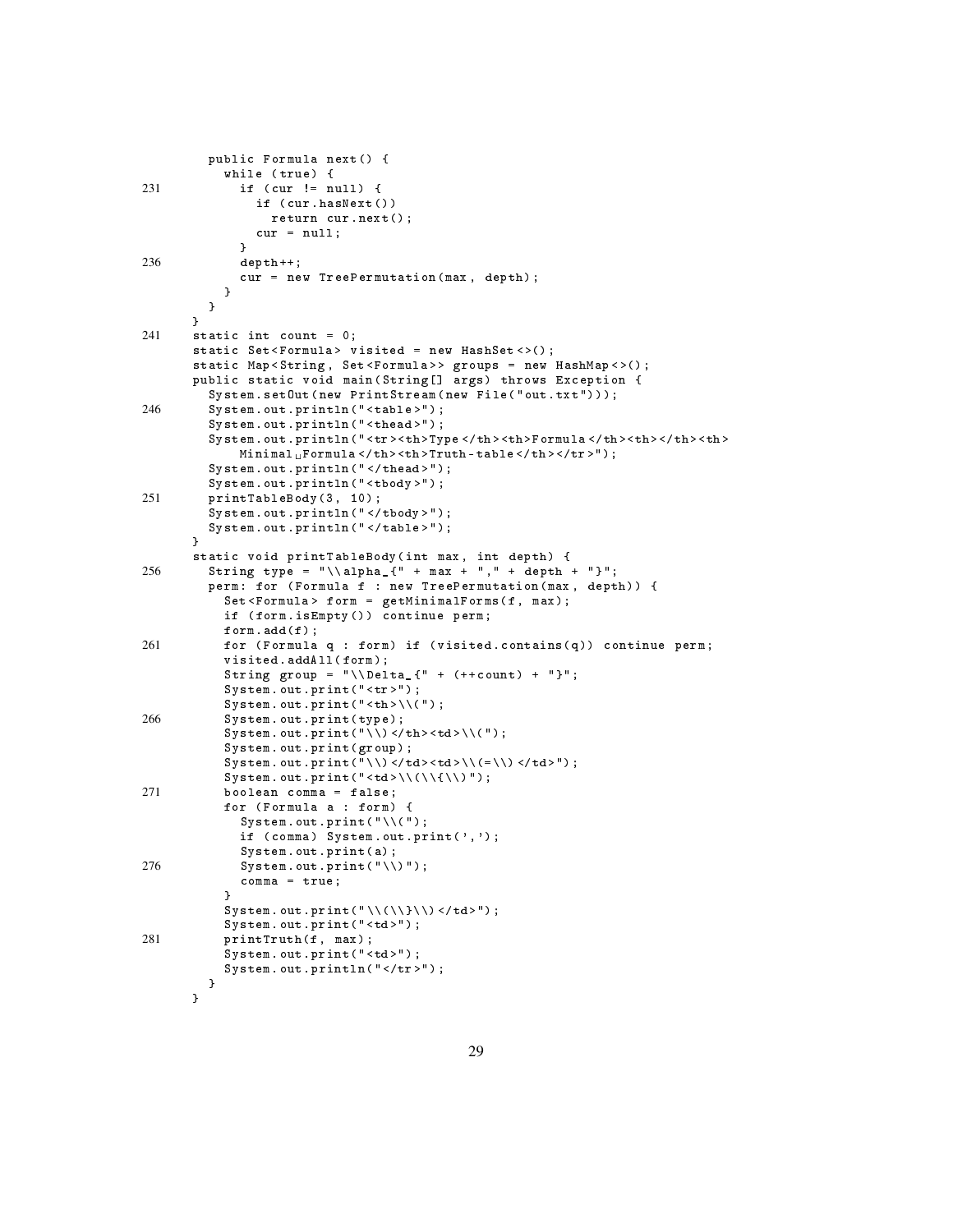```java
  public Formula next() {
    while (true) {
      if (cur != null) {
        if (cur.hasNext())
          return cur.next();
        cur = null;
      }
      depth++;
      cur = new TreePermutation(max, depth);
    }
  }
}
static int count = 0;
static Set<Formula> visited = new HashSet<>();
static Map<String, Set<Formula>> groups = new HashMap<>();
public static void main(String[] args) throws Exception {
  System.setOut(new PrintStream(new File("out.txt")));
  System.out.println("<table>");
  System.out.println("<thead>");
  System.out.println("<tr><th>Type</th><th>Formula</th><th></th><th>
      Minimal Formula</th><th>Truth-table</th></tr>");
  System.out.println("</thead>");
  System.out.println("<tbody>");
  printTableBody(3, 10);
  System.out.println("</tbody>");
  System.out.println("</table>");
}
static void printTableBody(int max, int depth) {
  String type = "\\alpha_{" + max + "," + depth + "}";
  perm: for (Formula f : new TreePermutation(max, depth)) {
    Set<Formula> form = getMinimalForms(f, max);
    if (form.isEmpty()) continue perm;
    form.add(f);
    for (Formula q : form) if (visited.contains(q)) continue perm;
    visited.addAll(form);
    String group = "\\Delta_{" + (++count) + "}";
    System.out.print("<tr>");
    System.out.print("<th>\\(");
    System.out.print(type);
    System.out.print("\\)</th><td>\\(");
    System.out.print(group);
    System.out.print("\\)</td><td>\\(=\\)</td>");
    System.out.print("<td>\\(\\{\\)");
    boolean comma = false;
    for (Formula a : form) {
      System.out.print("\\(");
      if (comma) System.out.print(',');
      System.out.print(a);
      System.out.print("\\)");
      comma = true;
    }
    System.out.print("\\(\\}\\)</td>");
    System.out.print("<td>");
    printTruth(f, max);
    System.out.print("<td>");
    System.out.println("</tr>");
  }
}
```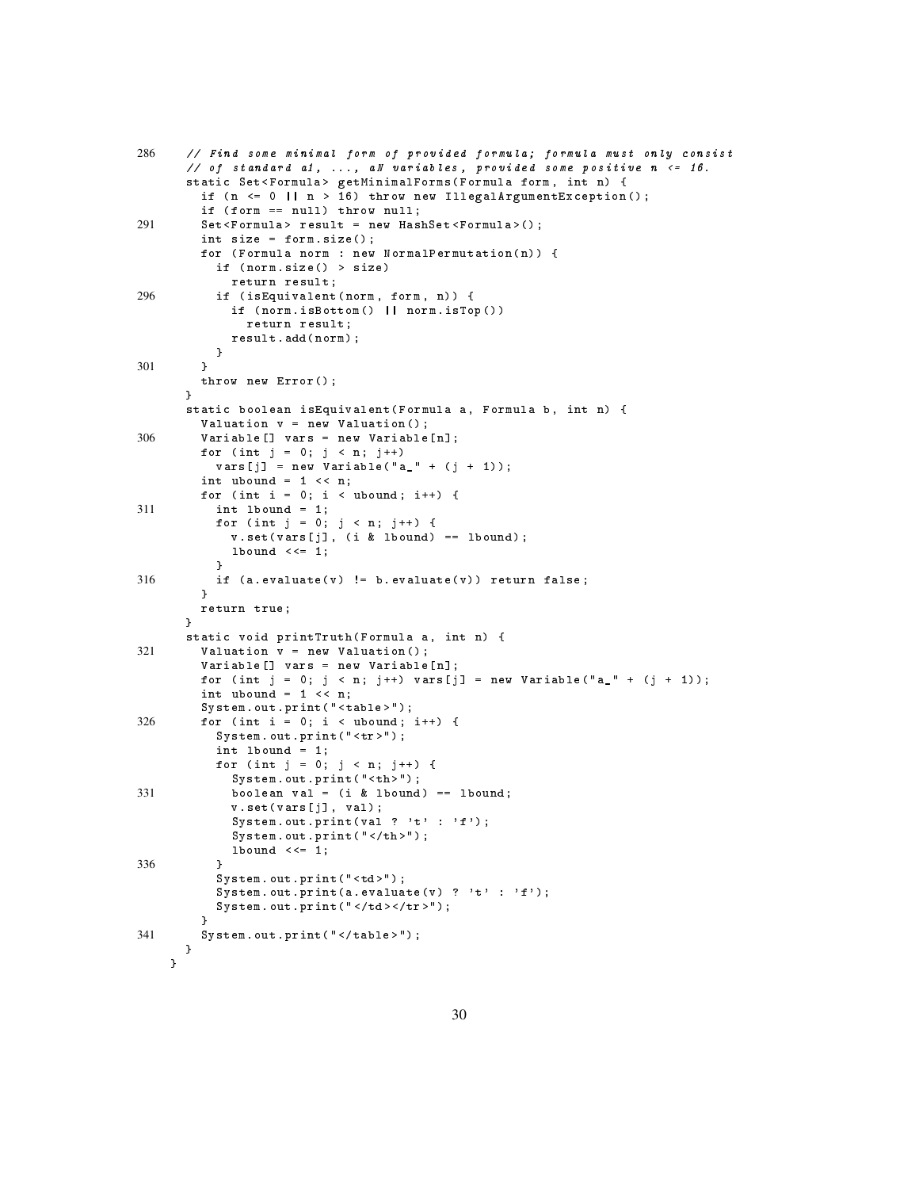```
    // Find some minimal form of provided formula; formula must only consist
    // of standard a1, ..., aN variables, provided some positive n <= 16.
    static Set<Formula> getMinimalForms(Formula form, int n) {
      if (n <= 0 || n > 16) throw new IllegalArgumentException();
      if (form == null) throw null;
      Set<Formula> result = new HashSet<Formula>();
      int size = form.size();
      for (Formula norm : new NormalPermutation(n)) {
        if (norm.size() > size)
          return result;
        if (isEquivalent(norm, form, n)) {
          if (norm.isBottom() || norm.isTop())
            return result;
          result.add(norm);
        }
      }
      throw new Error();
    }
    static boolean isEquivalent(Formula a, Formula b, int n) {
      Valuation v = new Valuation();
      Variable[] vars = new Variable[n];
      for (int j = 0; j < n; j++)
        vars[j] = new Variable("a_" + (j + 1));
      int ubound = 1 << n;
      for (int i = 0; i < ubound; i++) {
        int lbound = 1;
        for (int j = 0; j < n; j++) {
          v.set(vars[j], (i & lbound) == lbound);
          lbound <<= 1;
        }
        if (a.evaluate(v) != b.evaluate(v)) return false;
      }
      return true;
    }
    static void printTruth(Formula a, int n) {
      Valuation v = new Valuation();
      Variable[] vars = new Variable[n];
      for (int j = 0; j < n; j++) vars[j] = new Variable("a_" + (j + 1));
      int ubound = 1 << n;
      System.out.print("<table>");
      for (int i = 0; i < ubound; i++) {
        System.out.print("<tr>");
        int lbound = 1;
        for (int j = 0; j < n; j++) {
          System.out.print("<th>");
          boolean val = (i & lbound) == lbound;
          v.set(vars[j], val);
          System.out.print(val ? 't' : 'f');
          System.out.print("</th>");
          lbound <<= 1;
        }
        System.out.print("<td>");
        System.out.print(a.evaluate(v) ? 't' : 'f');
        System.out.print("</td></tr>");
      }
      System.out.print("</table>");
    }
  }
```